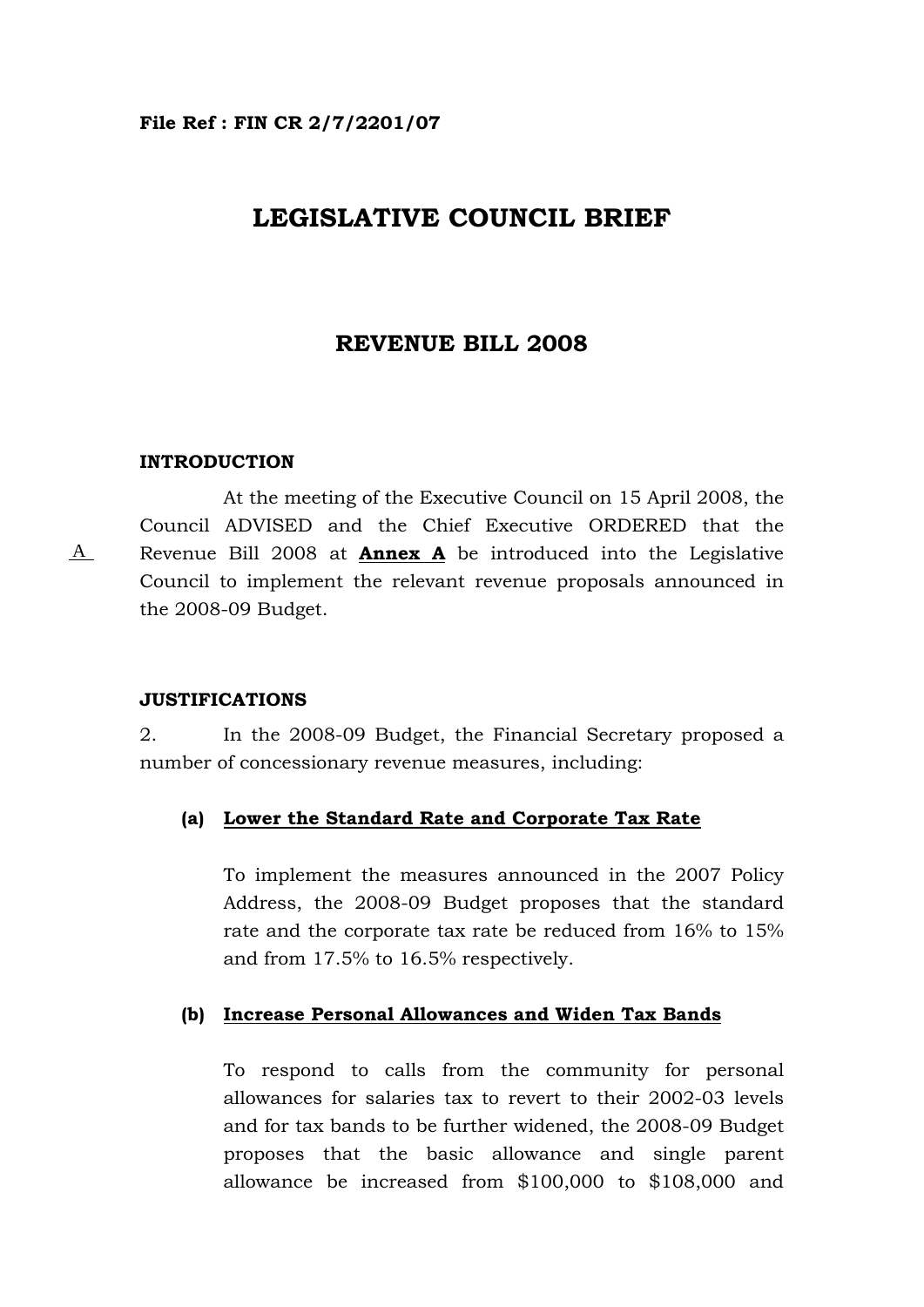**File Ref : FIN CR 2/7/2201/07**

# LEGISLATIVE COUNCIL BRIEF

## REVENUE BILL 2008

### INTRODUCTION

A

At the meeting of the Executive Council on 15 April 2008, the Council ADVISED and the Chief Executive ORDERED that the Revenue Bill 2008 at **Annex A** be introduced into the Legislative Council to implement the relevant revenue proposals announced in the 2008-09 Budget.

### JUSTIFICATIONS

2. In the 2008-09 Budget, the Financial Secretary proposed a number of concessionary revenue measures, including:

**(a) Lower the Standard Rate and Corporate Tax Rate**

To implement the measures announced in the 2007 Policy Address, the 2008-09 Budget proposes that the standard rate and the corporate tax rate be reduced from 16% to 15% and from 17.5% to 16.5% respectively.

**(b) Increase Personal Allowances and Widen Tax Bands**

To respond to calls from the community for personal allowances for salaries tax to revert to their 2002-03 levels and for tax bands to be further widened, the 2008-09 Budget proposes that the basic allowance and single parent allowance be increased from $100,000 to $108,000 and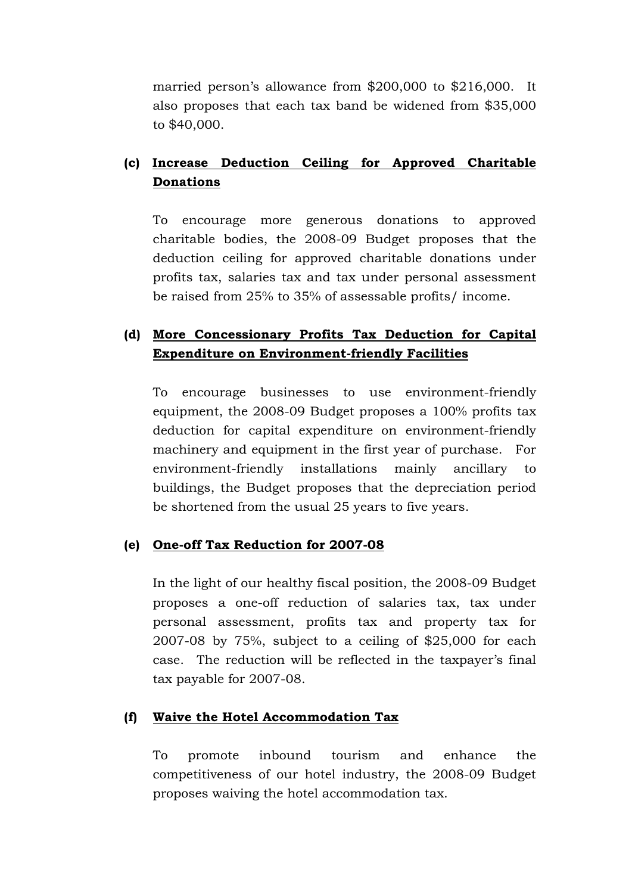married person's allowance from $200,000 to $216,000. It also proposes that each tax band be widened from $35,000 to $40,000.

**(c) Increase Deduction Ceiling for Approved Charitable Donations**

To encourage more generous donations to approved charitable bodies, the 2008-09 Budget proposes that the deduction ceiling for approved charitable donations under profits tax, salaries tax and tax under personal assessment be raised from 25% to 35% of assessable profits/ income.

**(d) More Concessionary Profits Tax Deduction for Capital Expenditure on Environment-friendly Facilities**

To encourage businesses to use environment-friendly equipment, the 2008-09 Budget proposes a 100% profits tax deduction for capital expenditure on environment-friendly machinery and equipment in the first year of purchase. For environment-friendly installations mainly ancillary to buildings, the Budget proposes that the depreciation period be shortened from the usual 25 years to five years.

**(e) One-off Tax Reduction for 2007-08**

In the light of our healthy fiscal position, the 2008-09 Budget proposes a one-off reduction of salaries tax, tax under personal assessment, profits tax and property tax for 2007-08 by 75%, subject to a ceiling of $25,000 for each case. The reduction will be reflected in the taxpayer's final tax payable for 2007-08.

**(f) Waive the Hotel Accommodation Tax**

To promote inbound tourism and enhance the competitiveness of our hotel industry, the 2008-09 Budget proposes waiving the hotel accommodation tax.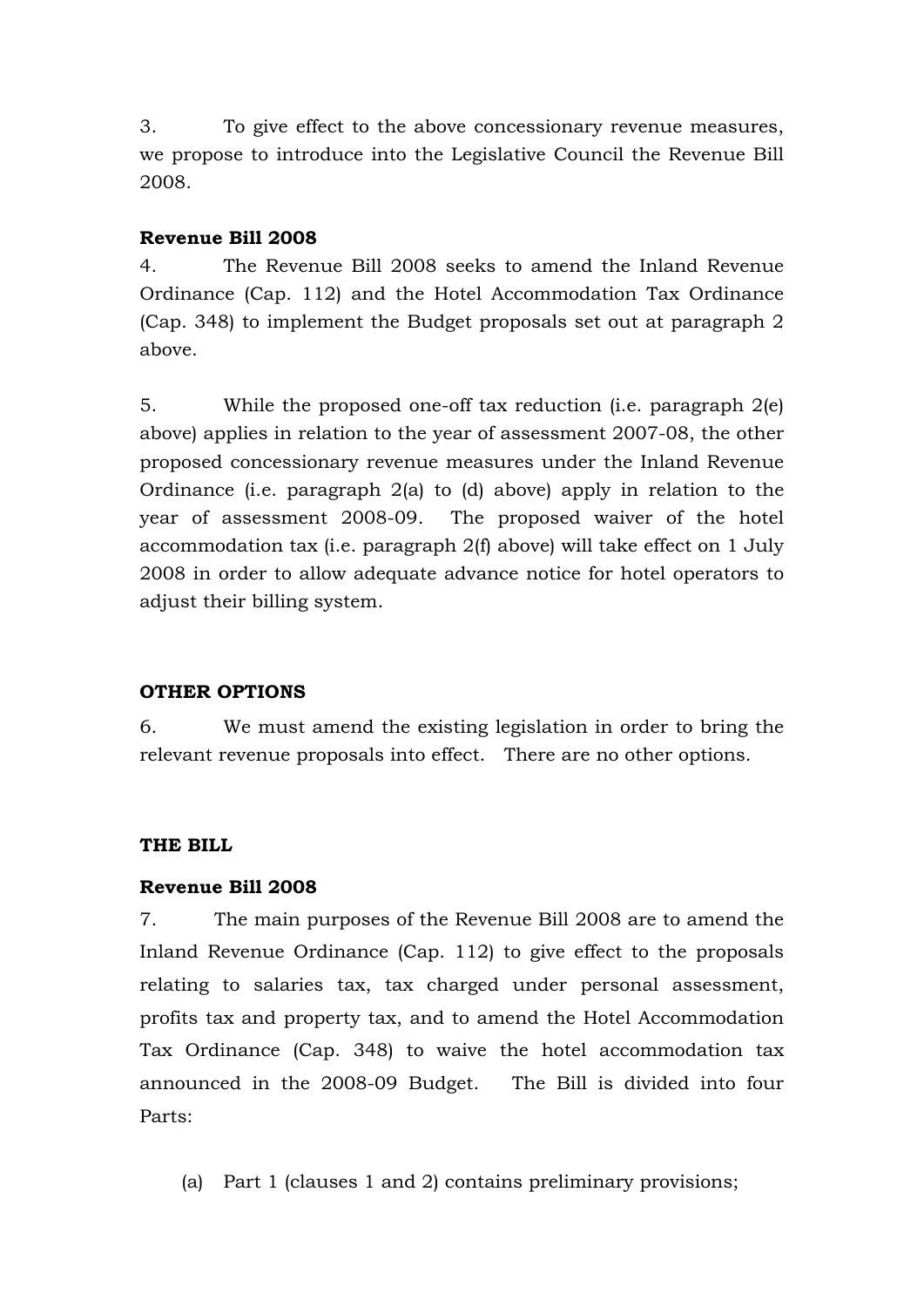3. To give effect to the above concessionary revenue measures, we propose to introduce into the Legislative Council the Revenue Bill 2008.

**Revenue Bill 2008**

4. The Revenue Bill 2008 seeks to amend the Inland Revenue Ordinance (Cap. 112) and the Hotel Accommodation Tax Ordinance (Cap. 348) to implement the Budget proposals set out at paragraph 2 above.

5. While the proposed one-off tax reduction (i.e. paragraph 2(e) above) applies in relation to the year of assessment 2007-08, the other proposed concessionary revenue measures under the Inland Revenue Ordinance (i.e. paragraph 2(a) to (d) above) apply in relation to the year of assessment 2008-09. The proposed waiver of the hotel accommodation tax (i.e. paragraph 2(f) above) will take effect on 1 July 2008 in order to allow adequate advance notice for hotel operators to adjust their billing system.

**OTHER OPTIONS**

6. We must amend the existing legislation in order to bring the relevant revenue proposals into effect. There are no other options.

**THE BILL**

**Revenue Bill 2008**

7. The main purposes of the Revenue Bill 2008 are to amend the Inland Revenue Ordinance (Cap. 112) to give effect to the proposals relating to salaries tax, tax charged under personal assessment, profits tax and property tax, and to amend the Hotel Accommodation Tax Ordinance (Cap. 348) to waive the hotel accommodation tax announced in the 2008-09 Budget. The Bill is divided into four Parts:

(a) Part 1 (clauses 1 and 2) contains preliminary provisions;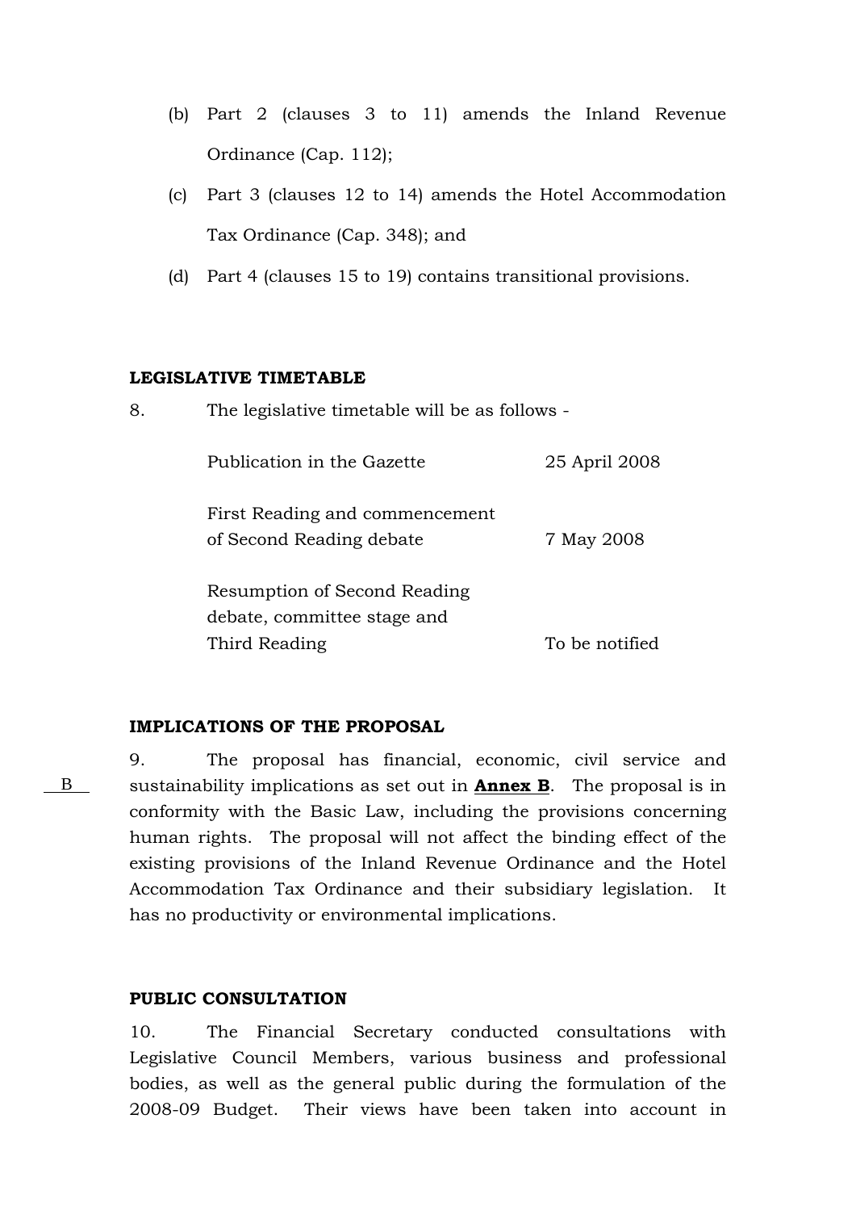(b) Part 2 (clauses 3 to 11) amends the Inland Revenue Ordinance (Cap. 112);

(c) Part 3 (clauses 12 to 14) amends the Hotel Accommodation Tax Ordinance (Cap. 348); and

(d) Part 4 (clauses 15 to 19) contains transitional provisions.

## LEGISLATIVE TIMETABLE

8. The legislative timetable will be as follows -

| | |
|---|---|
| Publication in the Gazette | 25 April 2008 |
| First Reading and commencement of Second Reading debate | 7 May 2008 |
| Resumption of Second Reading debate, committee stage and Third Reading | To be notified |

## IMPLICATIONS OF THE PROPOSAL

B

9. The proposal has financial, economic, civil service and sustainability implications as set out in **Annex B**. The proposal is in conformity with the Basic Law, including the provisions concerning human rights. The proposal will not affect the binding effect of the existing provisions of the Inland Revenue Ordinance and the Hotel Accommodation Tax Ordinance and their subsidiary legislation. It has no productivity or environmental implications.

## PUBLIC CONSULTATION

10. The Financial Secretary conducted consultations with Legislative Council Members, various business and professional bodies, as well as the general public during the formulation of the 2008-09 Budget. Their views have been taken into account in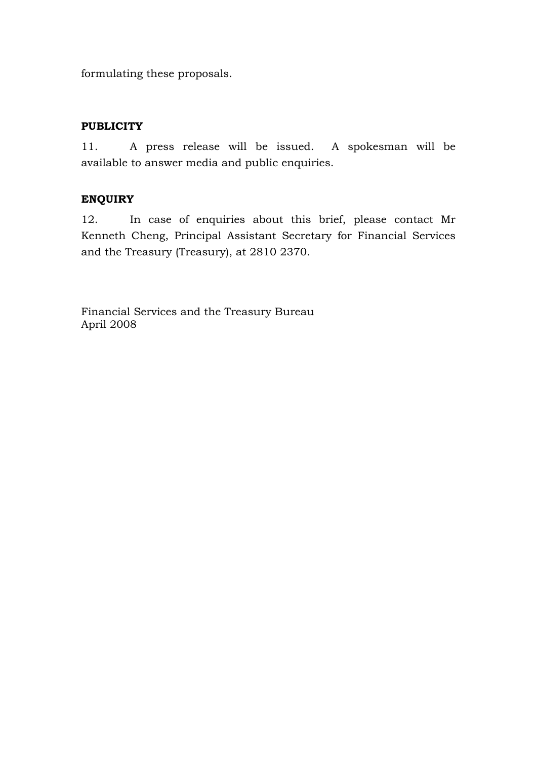formulating these proposals.

**PUBLICITY**

11. A press release will be issued. A spokesman will be available to answer media and public enquiries.

**ENQUIRY**

12. In case of enquiries about this brief, please contact Mr Kenneth Cheng, Principal Assistant Secretary for Financial Services and the Treasury (Treasury), at 2810 2370.

Financial Services and the Treasury Bureau
April 2008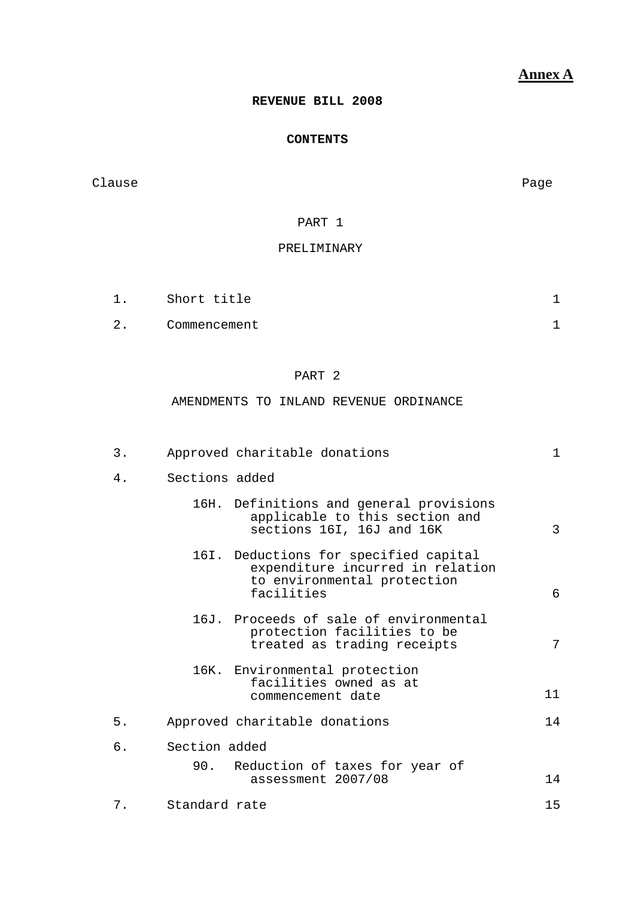**Annex A**

**REVENUE BILL 2008**

**CONTENTS**

| Clause | | Page |
|---|---|---|
| | PART 1 | |
| | PRELIMINARY | |
| 1. | Short title | 1 |
| 2. | Commencement | 1 |
| | PART 2 | |
| | AMENDMENTS TO INLAND REVENUE ORDINANCE | |
| 3. | Approved charitable donations | 1 |
| 4. | Sections added | |
| | 16H. Definitions and general provisions applicable to this section and sections 16I, 16J and 16K | 3 |
| | 16I. Deductions for specified capital expenditure incurred in relation to environmental protection facilities | 6 |
| | 16J. Proceeds of sale of environmental protection facilities to be treated as trading receipts | 7 |
| | 16K. Environmental protection facilities owned as at commencement date | 11 |
| 5. | Approved charitable donations | 14 |
| 6. | Section added | |
| | 90. Reduction of taxes for year of assessment 2007/08 | 14 |
| 7. | Standard rate | 15 |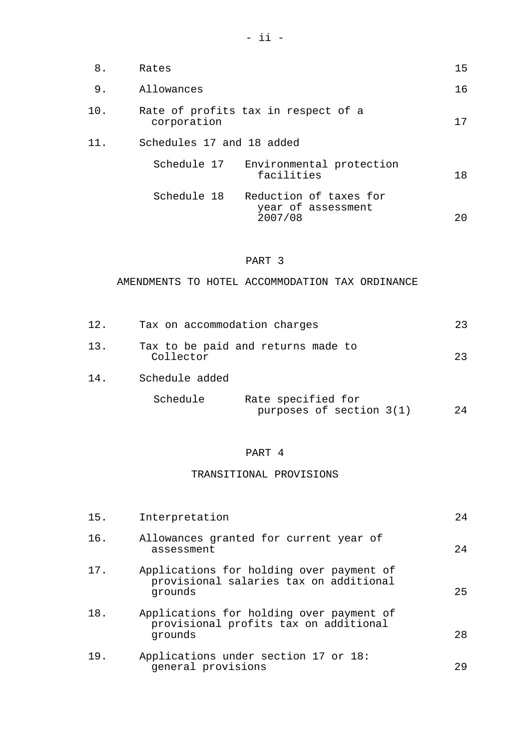| | | |
|---|---|---|
| 8. | Rates | 15 |
| 9. | Allowances | 16 |
| 10. | Rate of profits tax in respect of a corporation | 17 |
| 11. | Schedules 17 and 18 added | |
| | Schedule 17 Environmental protection facilities | 18 |
| | Schedule 18 Reduction of taxes for year of assessment 2007/08 | 20 |

## PART 3

## AMENDMENTS TO HOTEL ACCOMMODATION TAX ORDINANCE

| | | |
|---|---|---|
| 12. | Tax on accommodation charges | 23 |
| 13. | Tax to be paid and returns made to Collector | 23 |
| 14. | Schedule added | |
| | Schedule Rate specified for purposes of section 3(1) | 24 |

## PART 4

## TRANSITIONAL PROVISIONS

| | | |
|---|---|---|
| 15. | Interpretation | 24 |
| 16. | Allowances granted for current year of assessment | 24 |
| 17. | Applications for holding over payment of provisional salaries tax on additional grounds | 25 |
| 18. | Applications for holding over payment of provisional profits tax on additional grounds | 28 |
| 19. | Applications under section 17 or 18: general provisions | 29 |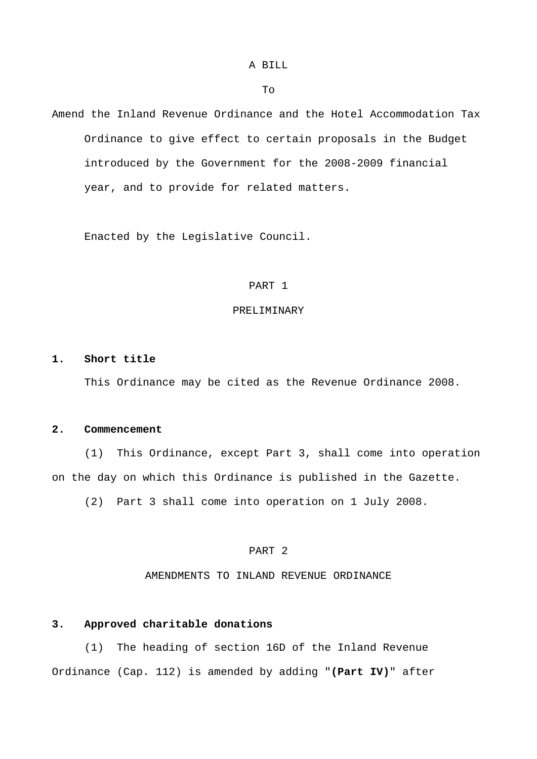A BILL

To

Amend the Inland Revenue Ordinance and the Hotel Accommodation Tax Ordinance to give effect to certain proposals in the Budget introduced by the Government for the 2008-2009 financial year, and to provide for related matters.

Enacted by the Legislative Council.

PART 1

PRELIMINARY

**1. Short title**

This Ordinance may be cited as the Revenue Ordinance 2008.

**2. Commencement**

(1) This Ordinance, except Part 3, shall come into operation on the day on which this Ordinance is published in the Gazette.

(2) Part 3 shall come into operation on 1 July 2008.

PART 2

AMENDMENTS TO INLAND REVENUE ORDINANCE

**3. Approved charitable donations**

(1) The heading of section 16D of the Inland Revenue Ordinance (Cap. 112) is amended by adding "**(Part IV)**" after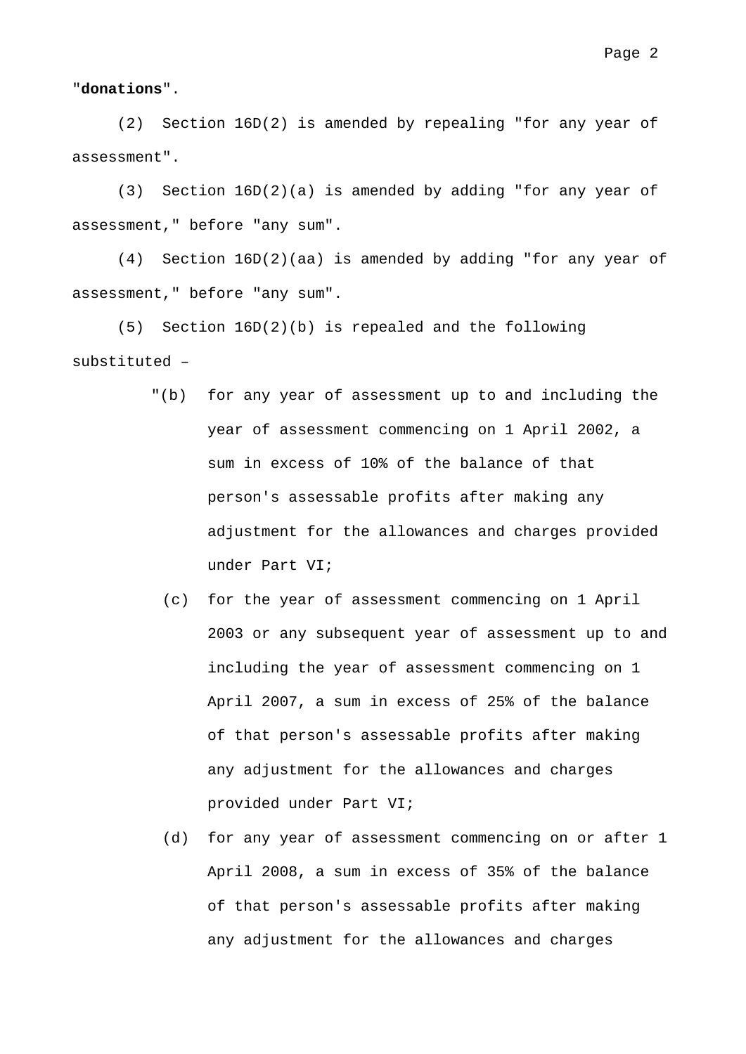"**donations**".

(2) Section 16D(2) is amended by repealing "for any year of assessment".

(3) Section 16D(2)(a) is amended by adding "for any year of assessment," before "any sum".

(4) Section 16D(2)(aa) is amended by adding "for any year of assessment," before "any sum".

(5) Section 16D(2)(b) is repealed and the following substituted –

> "(b) for any year of assessment up to and including the year of assessment commencing on 1 April 2002, a sum in excess of 10% of the balance of that person's assessable profits after making any adjustment for the allowances and charges provided under Part VI;
>
> (c) for the year of assessment commencing on 1 April 2003 or any subsequent year of assessment up to and including the year of assessment commencing on 1 April 2007, a sum in excess of 25% of the balance of that person's assessable profits after making any adjustment for the allowances and charges provided under Part VI;
>
> (d) for any year of assessment commencing on or after 1 April 2008, a sum in excess of 35% of the balance of that person's assessable profits after making any adjustment for the allowances and charges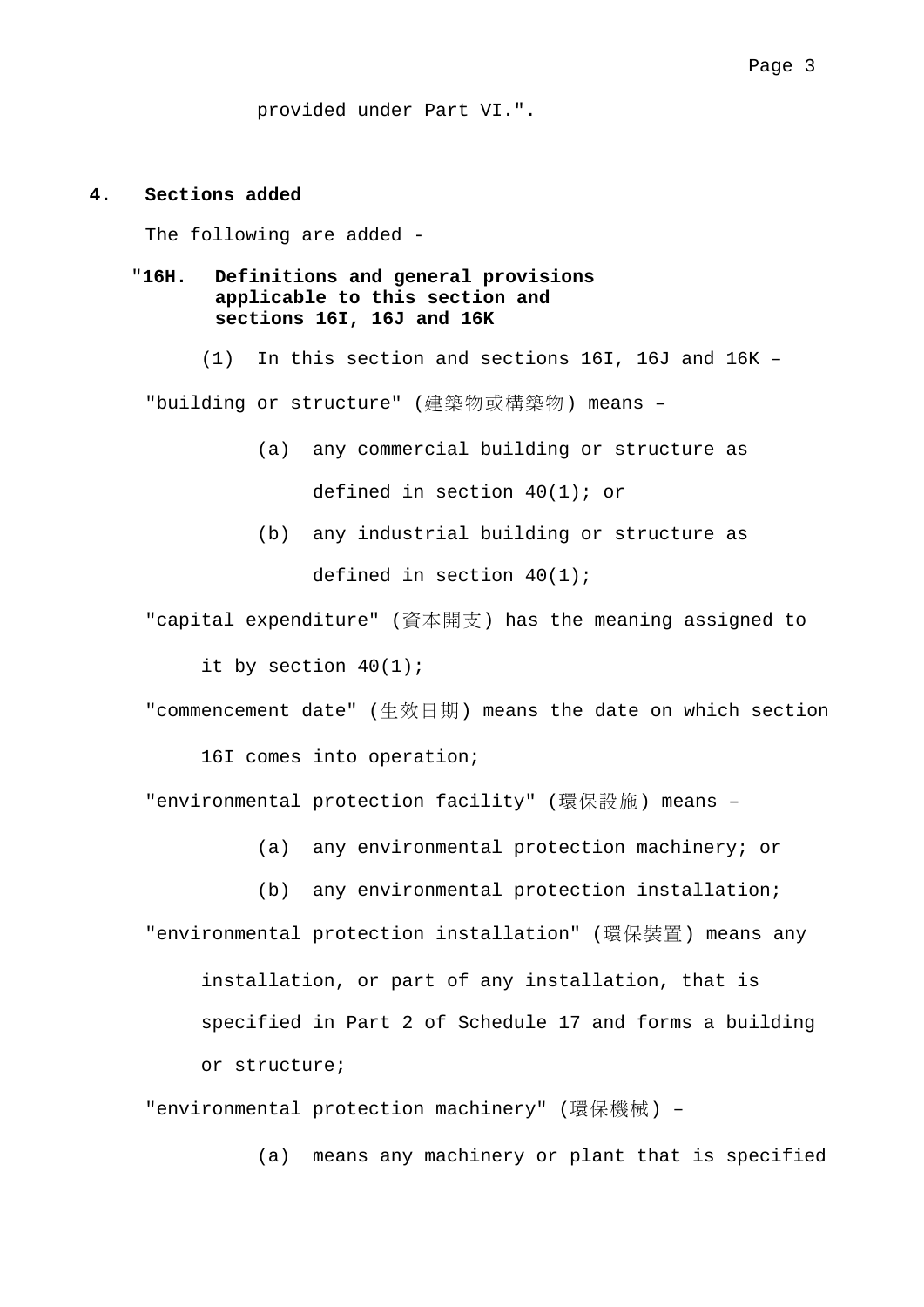provided under Part VI.".

**4. Sections added**

The following are added -

"**16H. Definitions and general provisions applicable to this section and sections 16I, 16J and 16K**

(1) In this section and sections 16I, 16J and 16K –

"building or structure" (建築物或構築物) means –

(a) any commercial building or structure as defined in section 40(1); or

(b) any industrial building or structure as defined in section 40(1);

"capital expenditure" (資本開支) has the meaning assigned to it by section 40(1);

"commencement date" (生效日期) means the date on which section 16I comes into operation;

"environmental protection facility" (環保設施) means –

(a) any environmental protection machinery; or

(b) any environmental protection installation;

"environmental protection installation" (環保裝置) means any installation, or part of any installation, that is specified in Part 2 of Schedule 17 and forms a building or structure;

"environmental protection machinery" (環保機械) –

(a) means any machinery or plant that is specified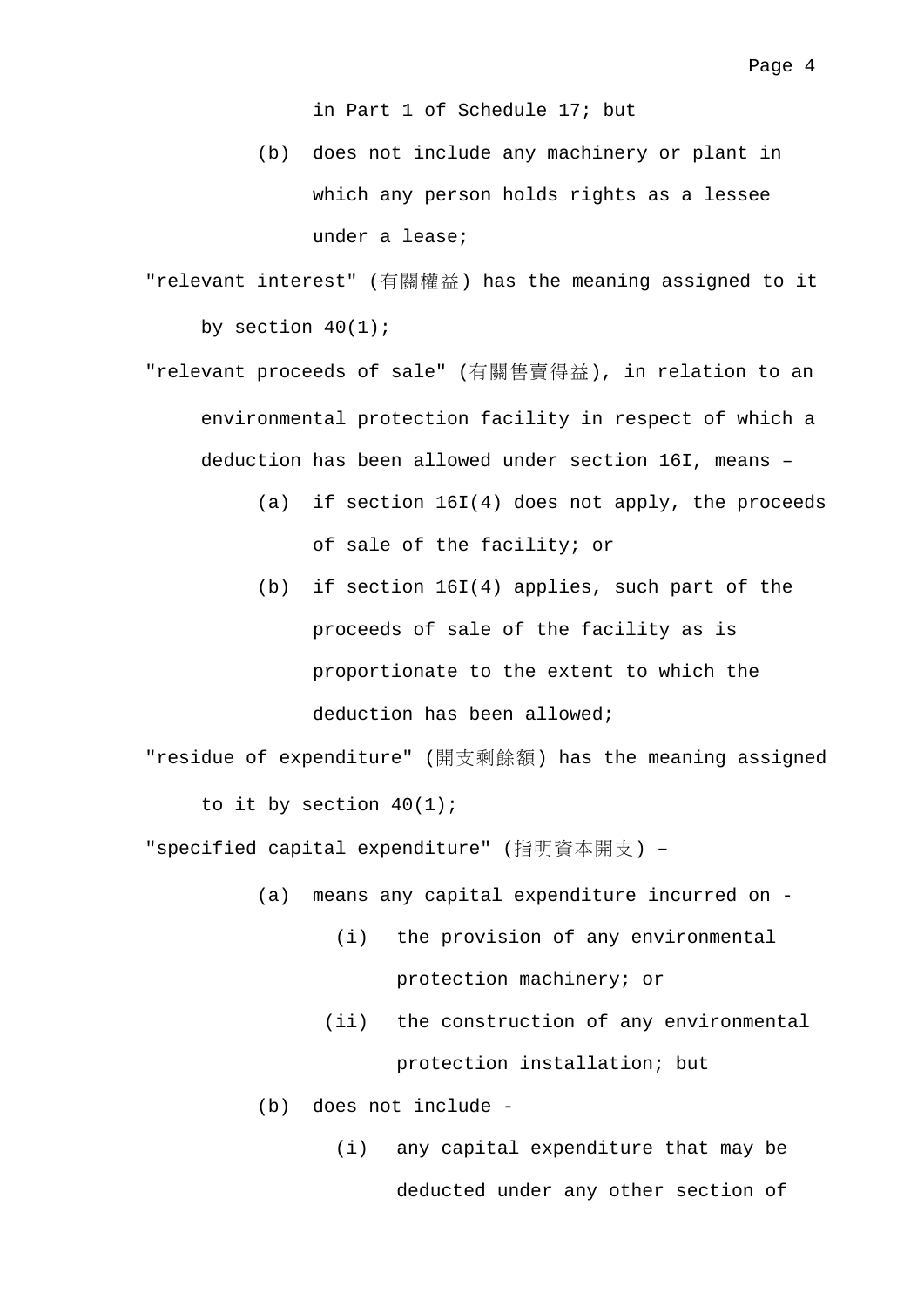in Part 1 of Schedule 17; but

(b) does not include any machinery or plant in which any person holds rights as a lessee under a lease;

"relevant interest" (有關權益) has the meaning assigned to it by section 40(1);

"relevant proceeds of sale" (有關售賣得益), in relation to an environmental protection facility in respect of which a deduction has been allowed under section 16I, means –

(a) if section 16I(4) does not apply, the proceeds of sale of the facility; or

(b) if section 16I(4) applies, such part of the proceeds of sale of the facility as is proportionate to the extent to which the deduction has been allowed;

"residue of expenditure" (開支剩餘額) has the meaning assigned to it by section 40(1);

"specified capital expenditure" (指明資本開支) –

(a) means any capital expenditure incurred on -

  (i) the provision of any environmental protection machinery; or

  (ii) the construction of any environmental protection installation; but

(b) does not include -

  (i) any capital expenditure that may be deducted under any other section of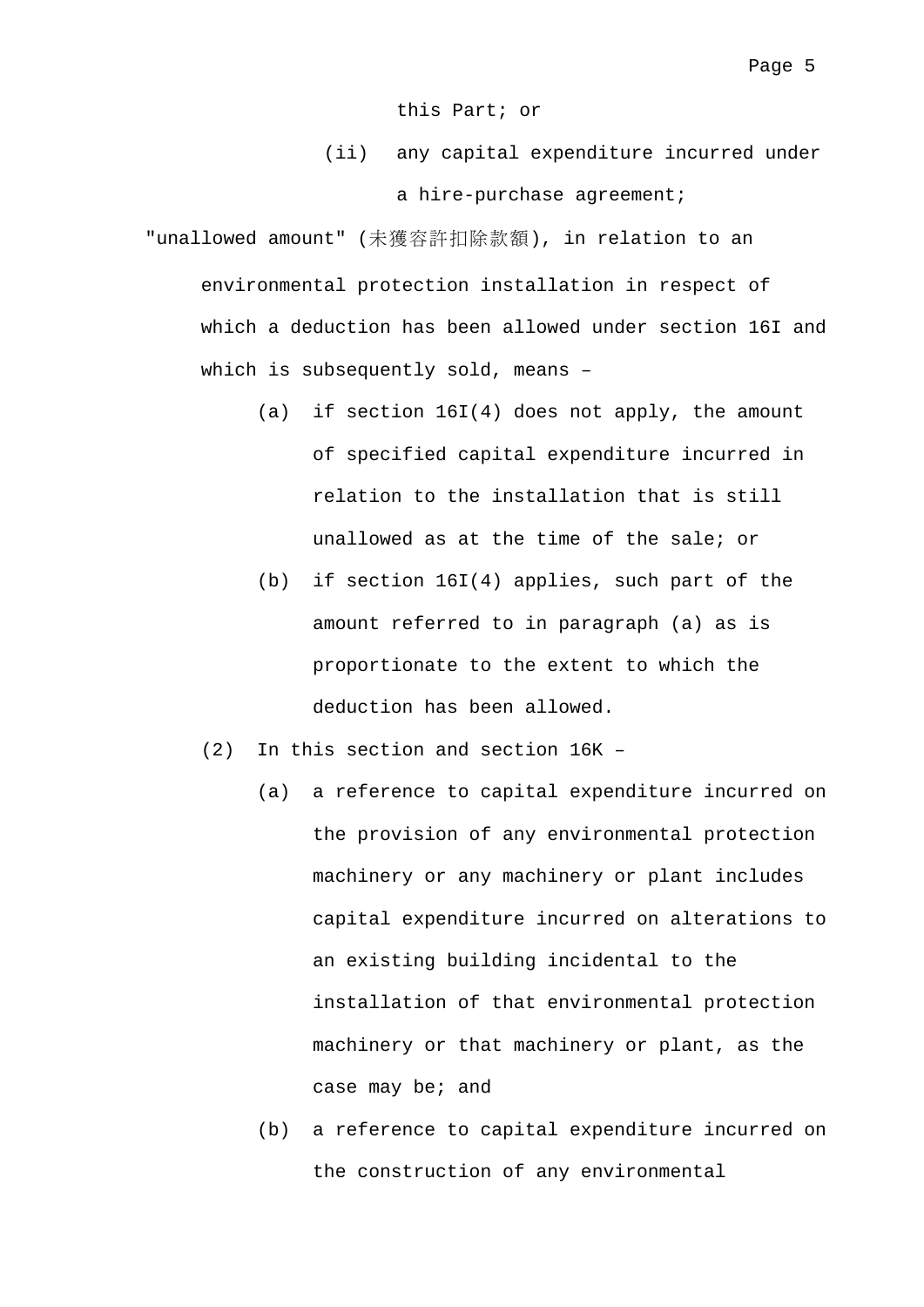this Part; or

(ii) any capital expenditure incurred under a hire-purchase agreement;

"unallowed amount" (未獲容許扣除款額), in relation to an environmental protection installation in respect of which a deduction has been allowed under section 16I and which is subsequently sold, means –

(a) if section 16I(4) does not apply, the amount of specified capital expenditure incurred in relation to the installation that is still unallowed as at the time of the sale; or

(b) if section 16I(4) applies, such part of the amount referred to in paragraph (a) as is proportionate to the extent to which the deduction has been allowed.

(2) In this section and section 16K –

(a) a reference to capital expenditure incurred on the provision of any environmental protection machinery or any machinery or plant includes capital expenditure incurred on alterations to an existing building incidental to the installation of that environmental protection machinery or that machinery or plant, as the case may be; and

(b) a reference to capital expenditure incurred on the construction of any environmental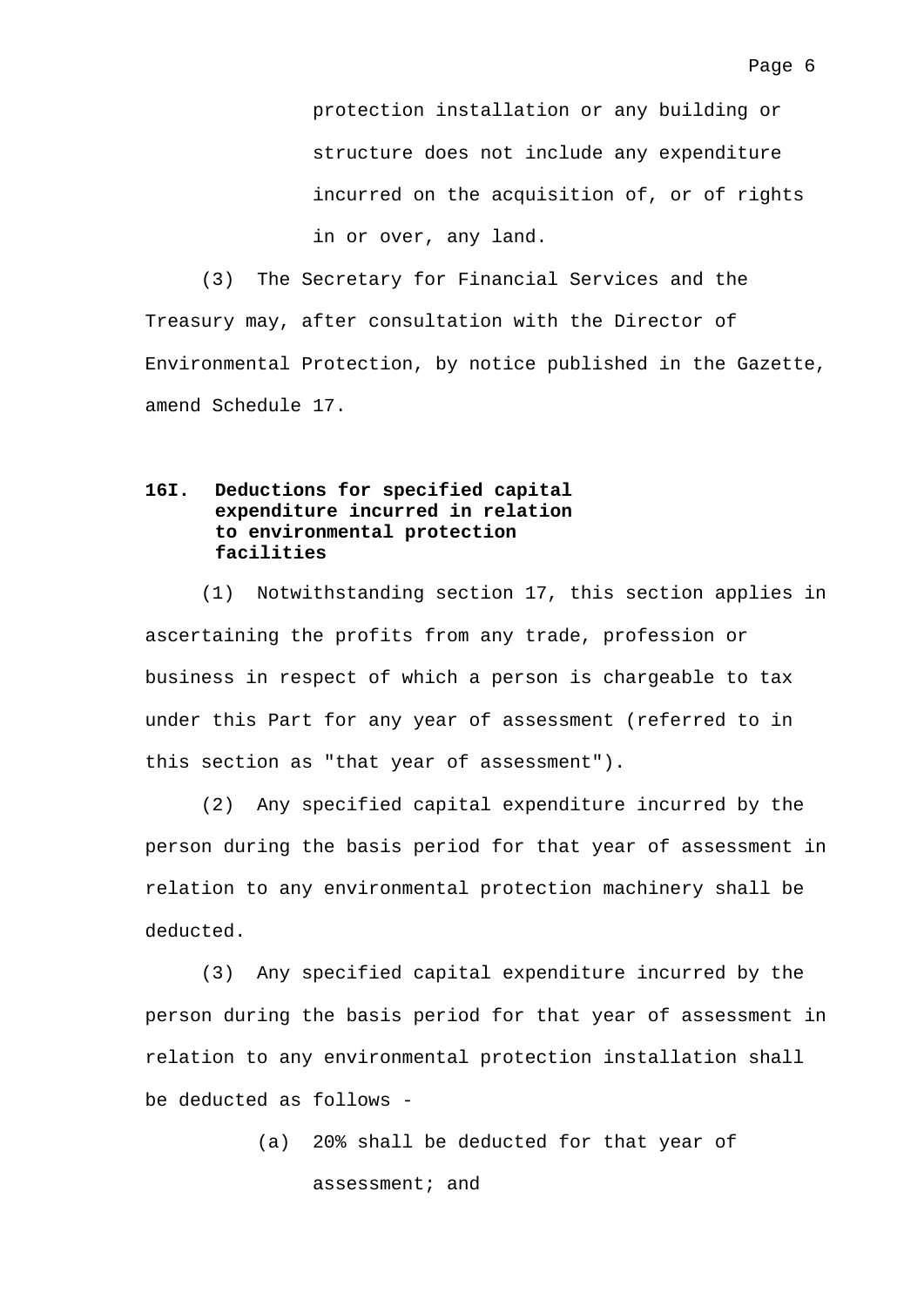protection installation or any building or structure does not include any expenditure incurred on the acquisition of, or of rights in or over, any land.

(3) The Secretary for Financial Services and the Treasury may, after consultation with the Director of Environmental Protection, by notice published in the Gazette, amend Schedule 17.

**16I. Deductions for specified capital expenditure incurred in relation to environmental protection facilities**

(1) Notwithstanding section 17, this section applies in ascertaining the profits from any trade, profession or business in respect of which a person is chargeable to tax under this Part for any year of assessment (referred to in this section as "that year of assessment").

(2) Any specified capital expenditure incurred by the person during the basis period for that year of assessment in relation to any environmental protection machinery shall be deducted.

(3) Any specified capital expenditure incurred by the person during the basis period for that year of assessment in relation to any environmental protection installation shall be deducted as follows -

(a) 20% shall be deducted for that year of assessment; and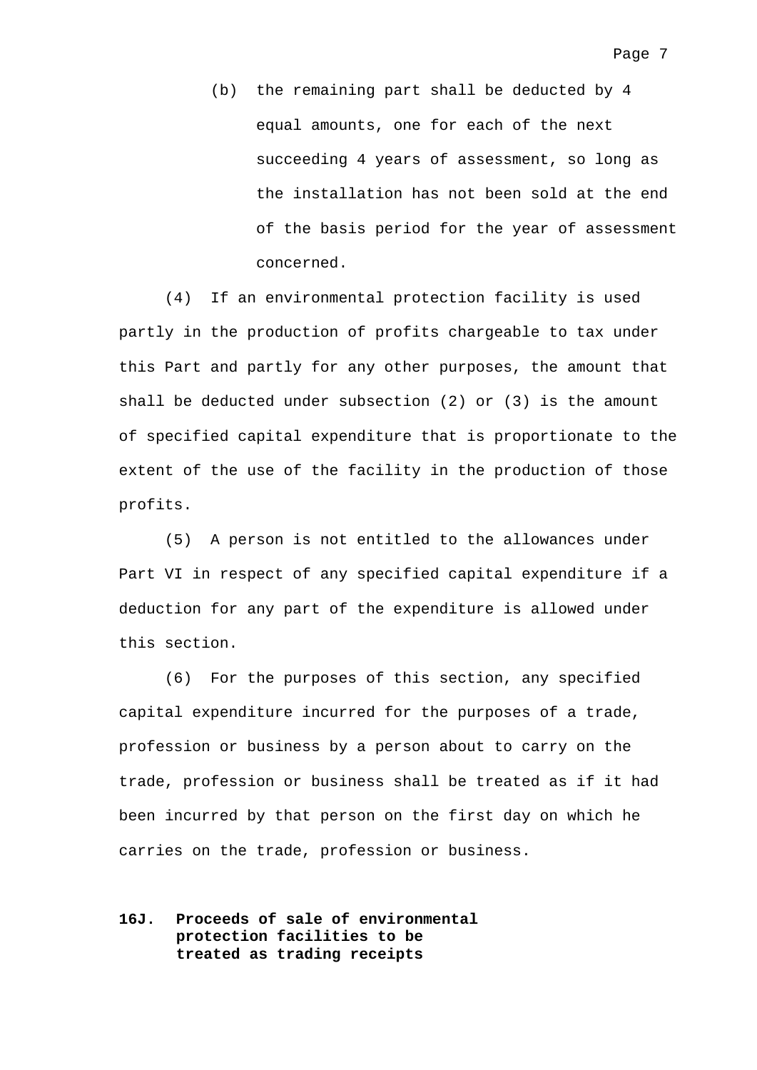(b) the remaining part shall be deducted by 4 equal amounts, one for each of the next succeeding 4 years of assessment, so long as the installation has not been sold at the end of the basis period for the year of assessment concerned.

(4) If an environmental protection facility is used partly in the production of profits chargeable to tax under this Part and partly for any other purposes, the amount that shall be deducted under subsection (2) or (3) is the amount of specified capital expenditure that is proportionate to the extent of the use of the facility in the production of those profits.

(5) A person is not entitled to the allowances under Part VI in respect of any specified capital expenditure if a deduction for any part of the expenditure is allowed under this section.

(6) For the purposes of this section, any specified capital expenditure incurred for the purposes of a trade, profession or business by a person about to carry on the trade, profession or business shall be treated as if it had been incurred by that person on the first day on which he carries on the trade, profession or business.

**16J. Proceeds of sale of environmental protection facilities to be treated as trading receipts**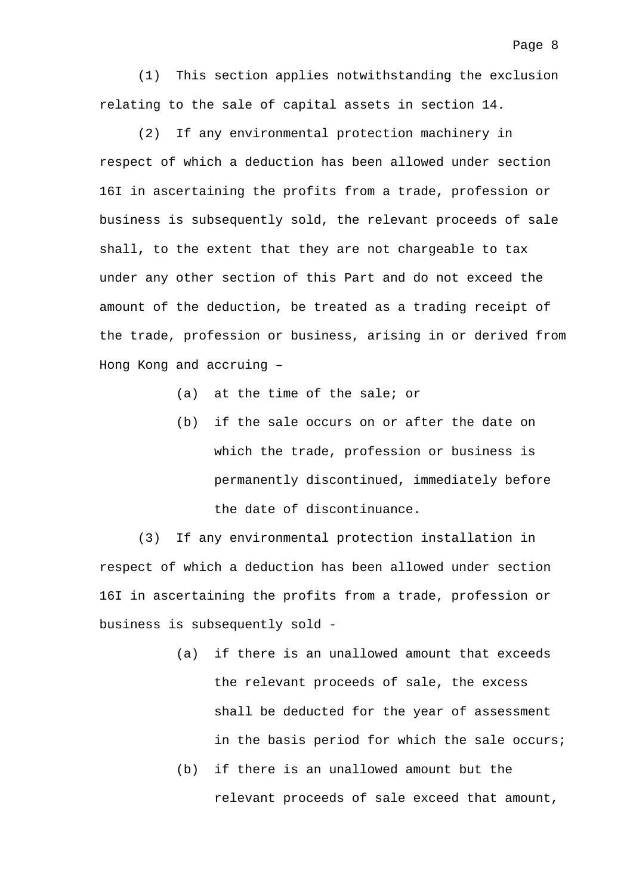(1) This section applies notwithstanding the exclusion relating to the sale of capital assets in section 14.

(2) If any environmental protection machinery in respect of which a deduction has been allowed under section 16I in ascertaining the profits from a trade, profession or business is subsequently sold, the relevant proceeds of sale shall, to the extent that they are not chargeable to tax under any other section of this Part and do not exceed the amount of the deduction, be treated as a trading receipt of the trade, profession or business, arising in or derived from Hong Kong and accruing –

- (a) at the time of the sale; or
- (b) if the sale occurs on or after the date on which the trade, profession or business is permanently discontinued, immediately before the date of discontinuance.

(3) If any environmental protection installation in respect of which a deduction has been allowed under section 16I in ascertaining the profits from a trade, profession or business is subsequently sold -

- (a) if there is an unallowed amount that exceeds the relevant proceeds of sale, the excess shall be deducted for the year of assessment in the basis period for which the sale occurs;
- (b) if there is an unallowed amount but the relevant proceeds of sale exceed that amount,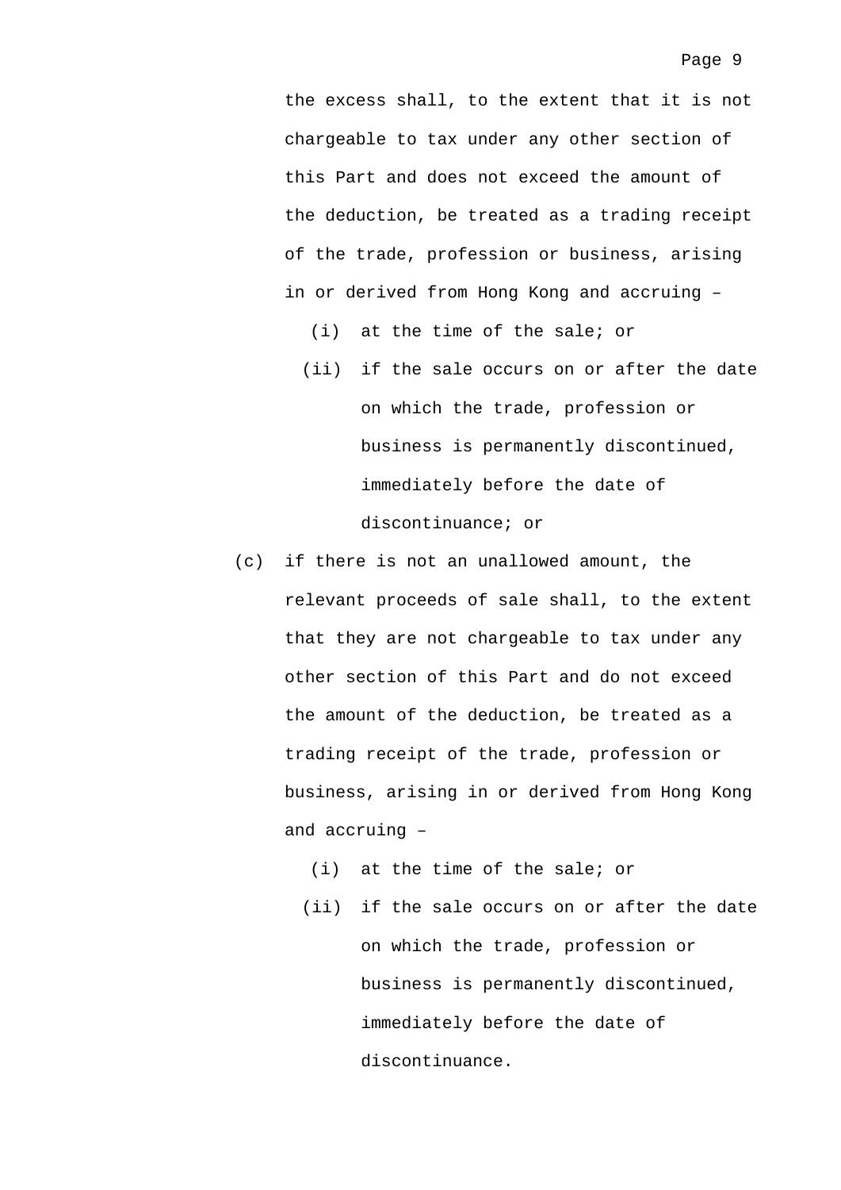the excess shall, to the extent that it is not chargeable to tax under any other section of this Part and does not exceed the amount of the deduction, be treated as a trading receipt of the trade, profession or business, arising in or derived from Hong Kong and accruing –

   (i) at the time of the sale; or

   (ii) if the sale occurs on or after the date on which the trade, profession or business is permanently discontinued, immediately before the date of discontinuance; or

(c) if there is not an unallowed amount, the relevant proceeds of sale shall, to the extent that they are not chargeable to tax under any other section of this Part and do not exceed the amount of the deduction, be treated as a trading receipt of the trade, profession or business, arising in or derived from Hong Kong and accruing –

   (i) at the time of the sale; or

   (ii) if the sale occurs on or after the date on which the trade, profession or business is permanently discontinued, immediately before the date of discontinuance.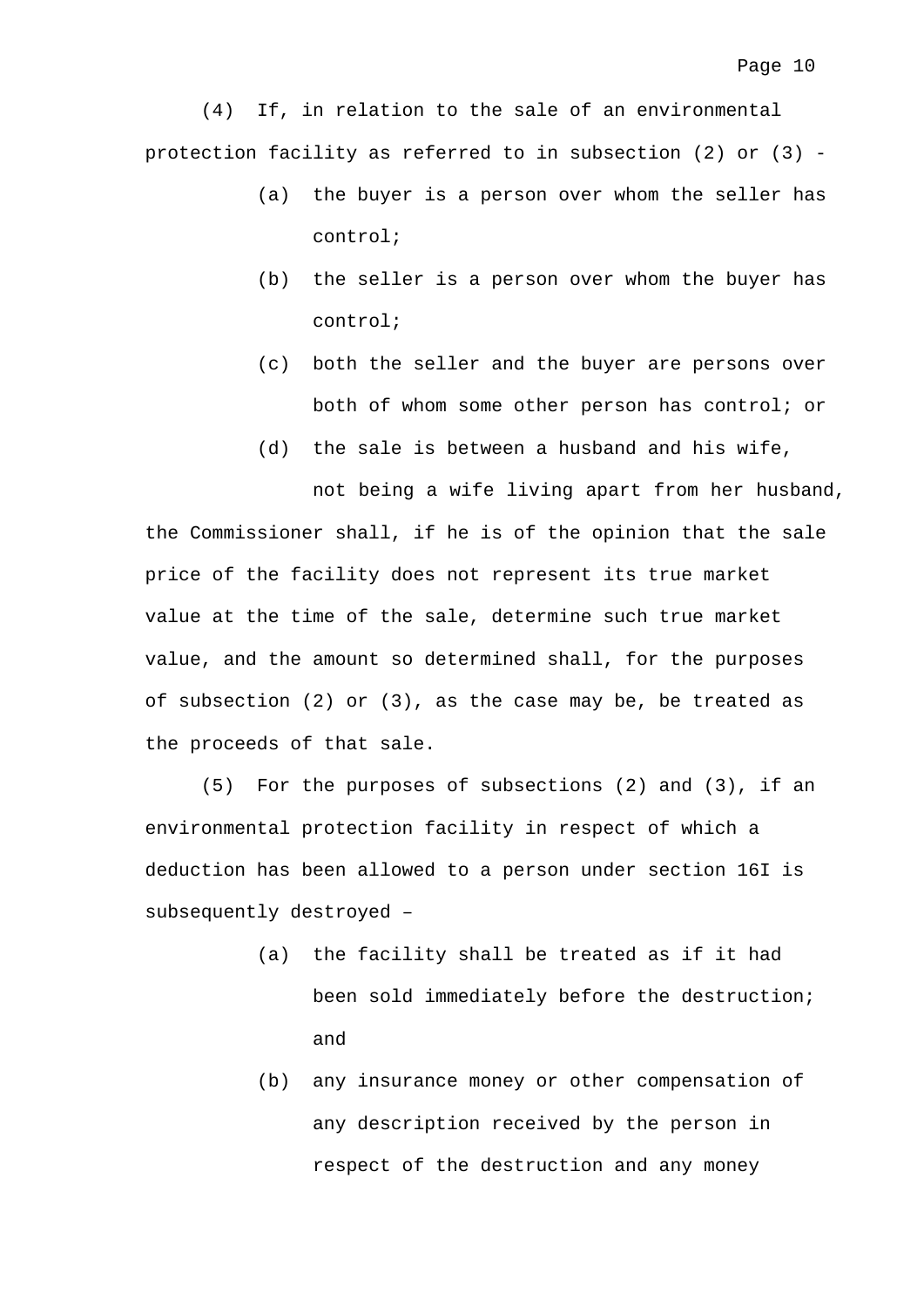(4) If, in relation to the sale of an environmental protection facility as referred to in subsection (2) or (3) -

- (a) the buyer is a person over whom the seller has control;
- (b) the seller is a person over whom the buyer has control;
- (c) both the seller and the buyer are persons over both of whom some other person has control; or
- (d) the sale is between a husband and his wife, not being a wife living apart from her husband,

the Commissioner shall, if he is of the opinion that the sale price of the facility does not represent its true market value at the time of the sale, determine such true market value, and the amount so determined shall, for the purposes of subsection (2) or (3), as the case may be, be treated as the proceeds of that sale.

(5) For the purposes of subsections (2) and (3), if an environmental protection facility in respect of which a deduction has been allowed to a person under section 16I is subsequently destroyed –

- (a) the facility shall be treated as if it had been sold immediately before the destruction; and
- (b) any insurance money or other compensation of any description received by the person in respect of the destruction and any money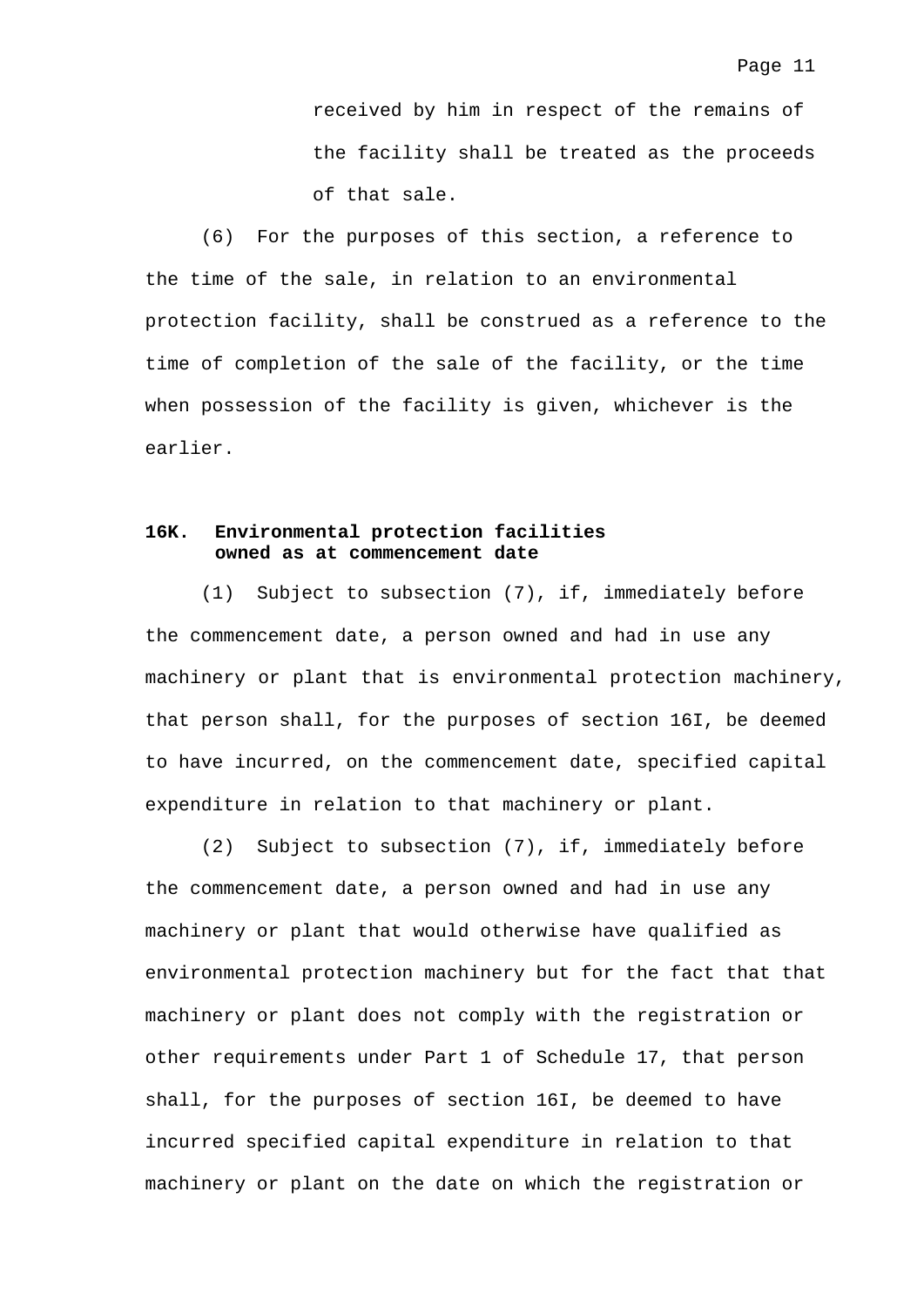received by him in respect of the remains of the facility shall be treated as the proceeds of that sale.

(6) For the purposes of this section, a reference to the time of the sale, in relation to an environmental protection facility, shall be construed as a reference to the time of completion of the sale of the facility, or the time when possession of the facility is given, whichever is the earlier.

**16K. Environmental protection facilities owned as at commencement date**

(1) Subject to subsection (7), if, immediately before the commencement date, a person owned and had in use any machinery or plant that is environmental protection machinery, that person shall, for the purposes of section 16I, be deemed to have incurred, on the commencement date, specified capital expenditure in relation to that machinery or plant.

(2) Subject to subsection (7), if, immediately before the commencement date, a person owned and had in use any machinery or plant that would otherwise have qualified as environmental protection machinery but for the fact that that machinery or plant does not comply with the registration or other requirements under Part 1 of Schedule 17, that person shall, for the purposes of section 16I, be deemed to have incurred specified capital expenditure in relation to that machinery or plant on the date on which the registration or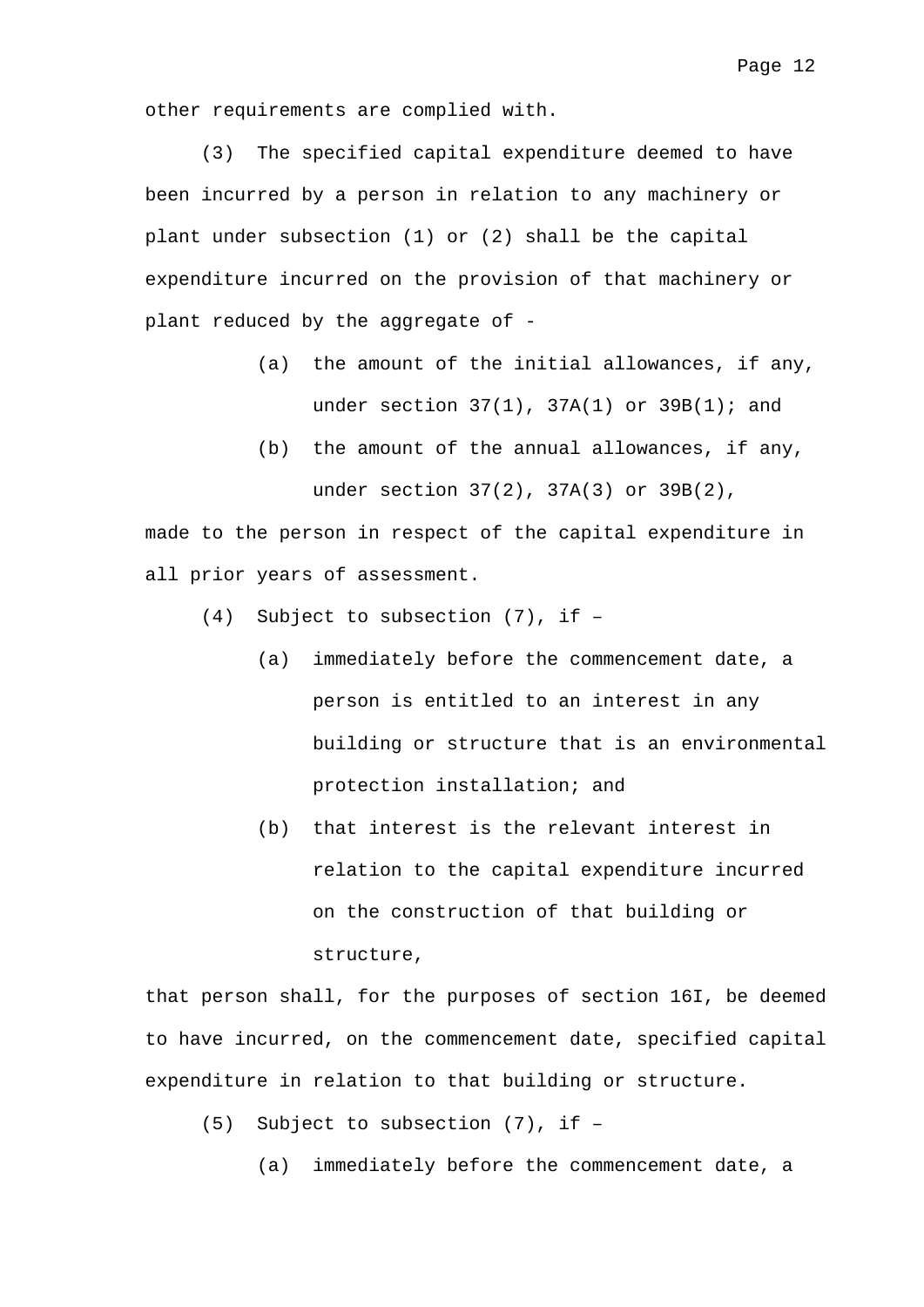other requirements are complied with.

(3) The specified capital expenditure deemed to have been incurred by a person in relation to any machinery or plant under subsection (1) or (2) shall be the capital expenditure incurred on the provision of that machinery or plant reduced by the aggregate of -

(a) the amount of the initial allowances, if any, under section 37(1), 37A(1) or 39B(1); and

(b) the amount of the annual allowances, if any, under section 37(2), 37A(3) or 39B(2),

made to the person in respect of the capital expenditure in all prior years of assessment.

(4) Subject to subsection (7), if –

(a) immediately before the commencement date, a person is entitled to an interest in any building or structure that is an environmental protection installation; and

(b) that interest is the relevant interest in relation to the capital expenditure incurred on the construction of that building or structure,

that person shall, for the purposes of section 16I, be deemed to have incurred, on the commencement date, specified capital expenditure in relation to that building or structure.

(5) Subject to subsection (7), if –

(a) immediately before the commencement date, a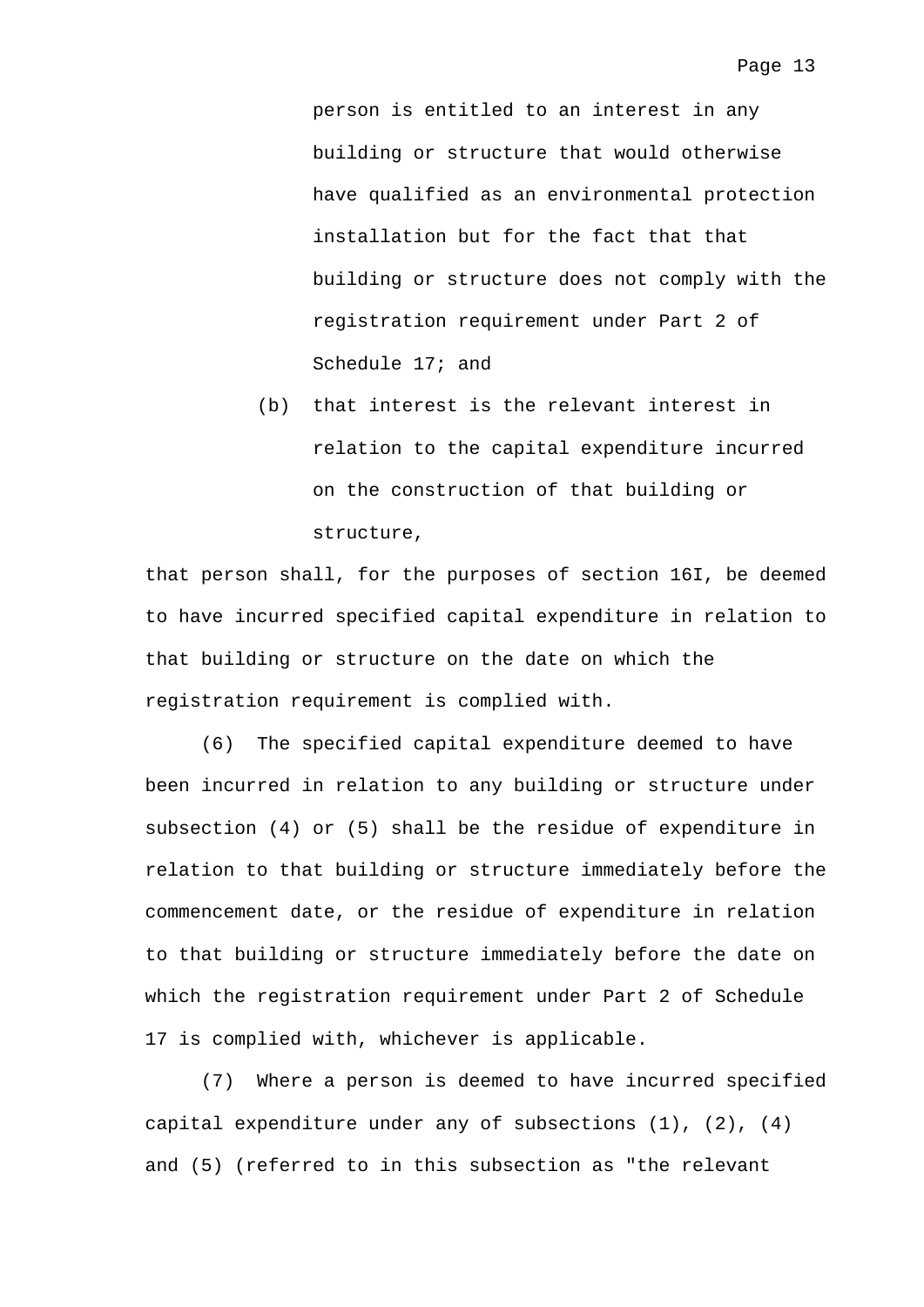person is entitled to an interest in any building or structure that would otherwise have qualified as an environmental protection installation but for the fact that that building or structure does not comply with the registration requirement under Part 2 of Schedule 17; and

(b) that interest is the relevant interest in relation to the capital expenditure incurred on the construction of that building or structure,

that person shall, for the purposes of section 16I, be deemed to have incurred specified capital expenditure in relation to that building or structure on the date on which the registration requirement is complied with.

(6) The specified capital expenditure deemed to have been incurred in relation to any building or structure under subsection (4) or (5) shall be the residue of expenditure in relation to that building or structure immediately before the commencement date, or the residue of expenditure in relation to that building or structure immediately before the date on which the registration requirement under Part 2 of Schedule 17 is complied with, whichever is applicable.

(7) Where a person is deemed to have incurred specified capital expenditure under any of subsections (1), (2), (4) and (5) (referred to in this subsection as "the relevant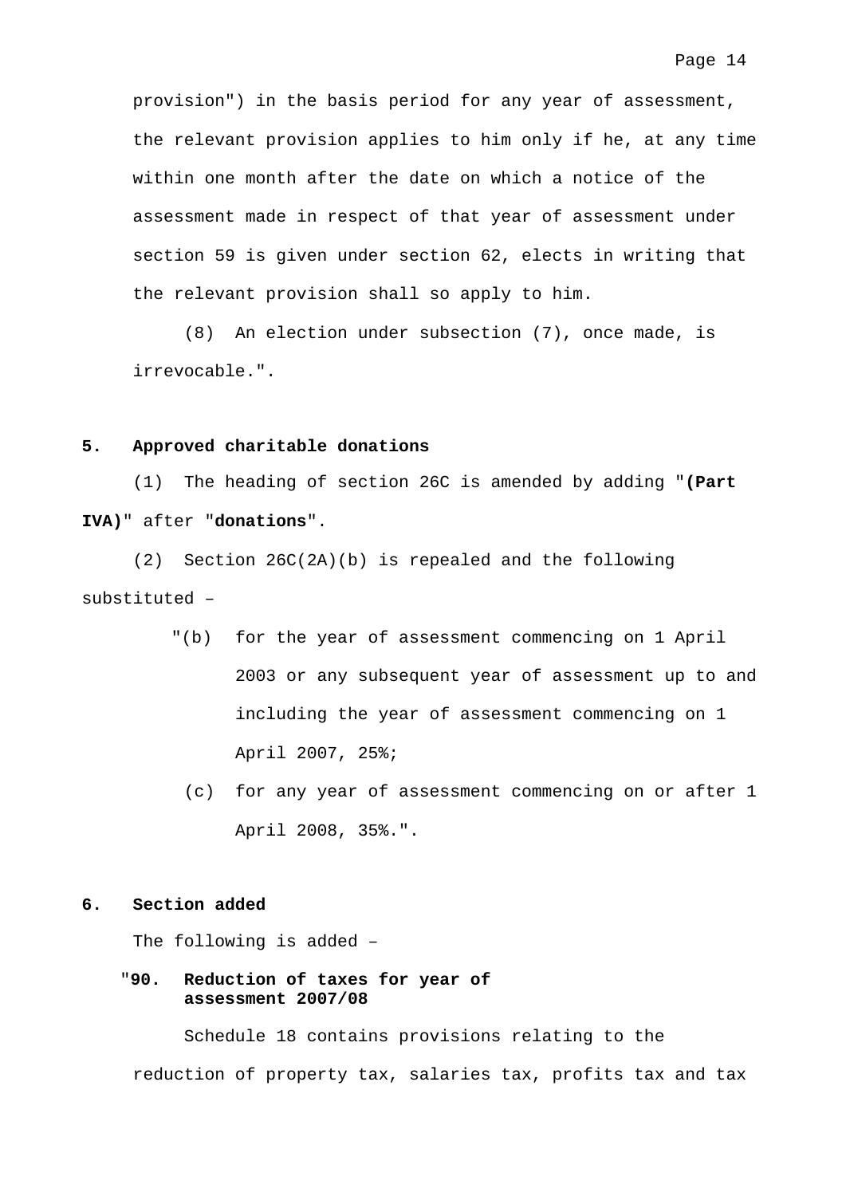provision") in the basis period for any year of assessment, the relevant provision applies to him only if he, at any time within one month after the date on which a notice of the assessment made in respect of that year of assessment under section 59 is given under section 62, elects in writing that the relevant provision shall so apply to him.

(8) An election under subsection (7), once made, is irrevocable.".

**5. Approved charitable donations**

(1) The heading of section 26C is amended by adding "**(Part IVA)**" after "**donations**".

(2) Section 26C(2A)(b) is repealed and the following substituted –

"(b) for the year of assessment commencing on 1 April 2003 or any subsequent year of assessment up to and including the year of assessment commencing on 1 April 2007, 25%;

(c) for any year of assessment commencing on or after 1 April 2008, 35%.".

**6. Section added**

The following is added –

"**90. Reduction of taxes for year of assessment 2007/08**

Schedule 18 contains provisions relating to the reduction of property tax, salaries tax, profits tax and tax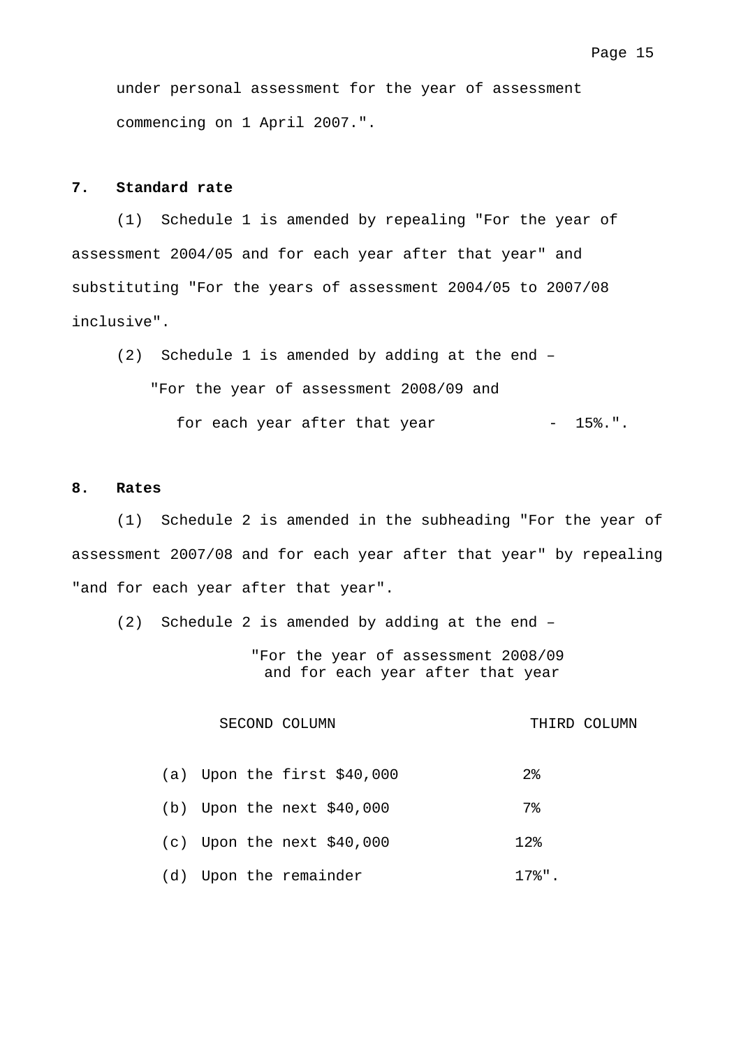under personal assessment for the year of assessment commencing on 1 April 2007.".

**7. Standard rate**

(1) Schedule 1 is amended by repealing "For the year of assessment 2004/05 and for each year after that year" and substituting "For the years of assessment 2004/05 to 2007/08 inclusive".

(2) Schedule 1 is amended by adding at the end –

"For the year of assessment 2008/09 and for each year after that year - 15%.".

**8. Rates**

(1) Schedule 2 is amended in the subheading "For the year of assessment 2007/08 and for each year after that year" by repealing "and for each year after that year".

(2) Schedule 2 is amended by adding at the end –

"For the year of assessment 2008/09 and for each year after that year

| SECOND COLUMN | THIRD COLUMN |
|---|---|
| (a) Upon the first $40,000 | 2% |
| (b) Upon the next $40,000 | 7% |
| (c) Upon the next $40,000 | 12% |
| (d) Upon the remainder | 17%". |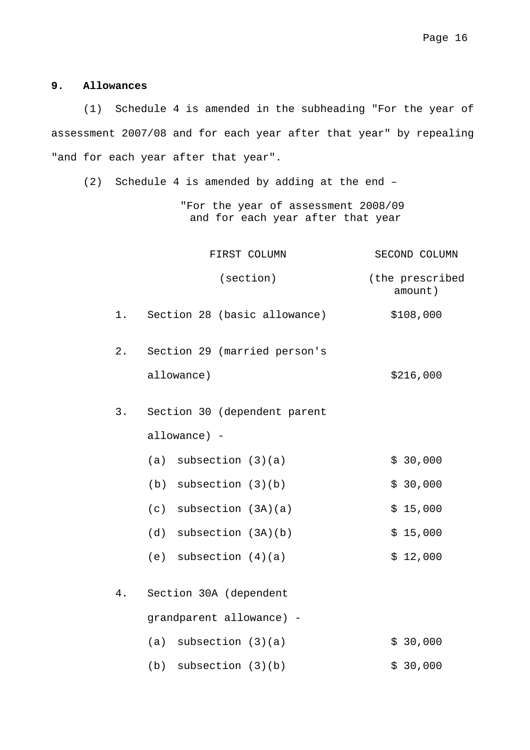**9. Allowances**

(1) Schedule 4 is amended in the subheading "For the year of assessment 2007/08 and for each year after that year" by repealing "and for each year after that year".

(2) Schedule 4 is amended by adding at the end –

"For the year of assessment 2008/09
and for each year after that year

| | FIRST COLUMN (section) | SECOND COLUMN (the prescribed amount) |
|---|---|---|
| 1. | Section 28 (basic allowance) | $108,000 |
| 2. | Section 29 (married person's allowance) | $216,000 |
| 3. | Section 30 (dependent parent allowance) - | |
| | (a) subsection (3)(a) | $ 30,000 |
| | (b) subsection (3)(b) | $ 30,000 |
| | (c) subsection (3A)(a) | $ 15,000 |
| | (d) subsection (3A)(b) | $ 15,000 |
| | (e) subsection (4)(a) | $ 12,000 |
| 4. | Section 30A (dependent grandparent allowance) - | |
| | (a) subsection (3)(a) | $ 30,000 |
| | (b) subsection (3)(b) | $ 30,000 |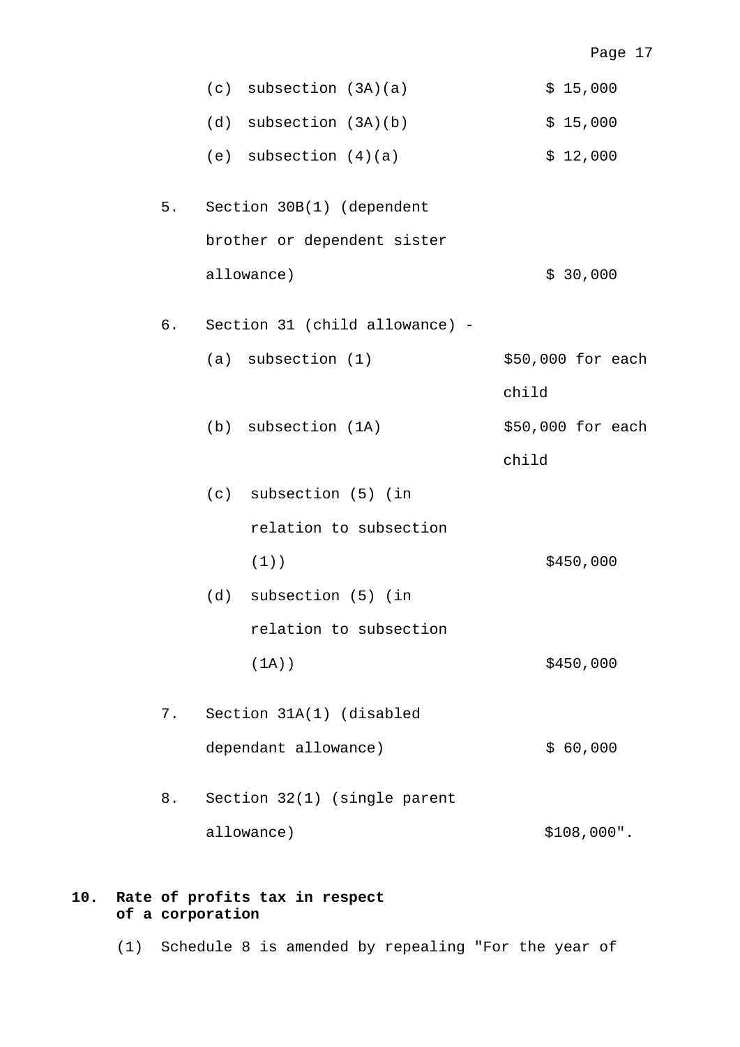| | | |
|---|---|---|
| | (c) subsection (3A)(a) | $ 15,000 |
| | (d) subsection (3A)(b) | $ 15,000 |
| | (e) subsection (4)(a) | $ 12,000 |
| 5. | Section 30B(1) (dependent brother or dependent sister allowance) | $ 30,000 |
| 6. | Section 31 (child allowance) - | |
| | (a) subsection (1) | $50,000 for each child |
| | (b) subsection (1A) | $50,000 for each child |
| | (c) subsection (5) (in relation to subsection (1)) | $450,000 |
| | (d) subsection (5) (in relation to subsection (1A)) | $450,000 |
| 7. | Section 31A(1) (disabled dependant allowance) | $ 60,000 |
| 8. | Section 32(1) (single parent allowance) | $108,000". |

**10. Rate of profits tax in respect of a corporation**

(1) Schedule 8 is amended by repealing "For the year of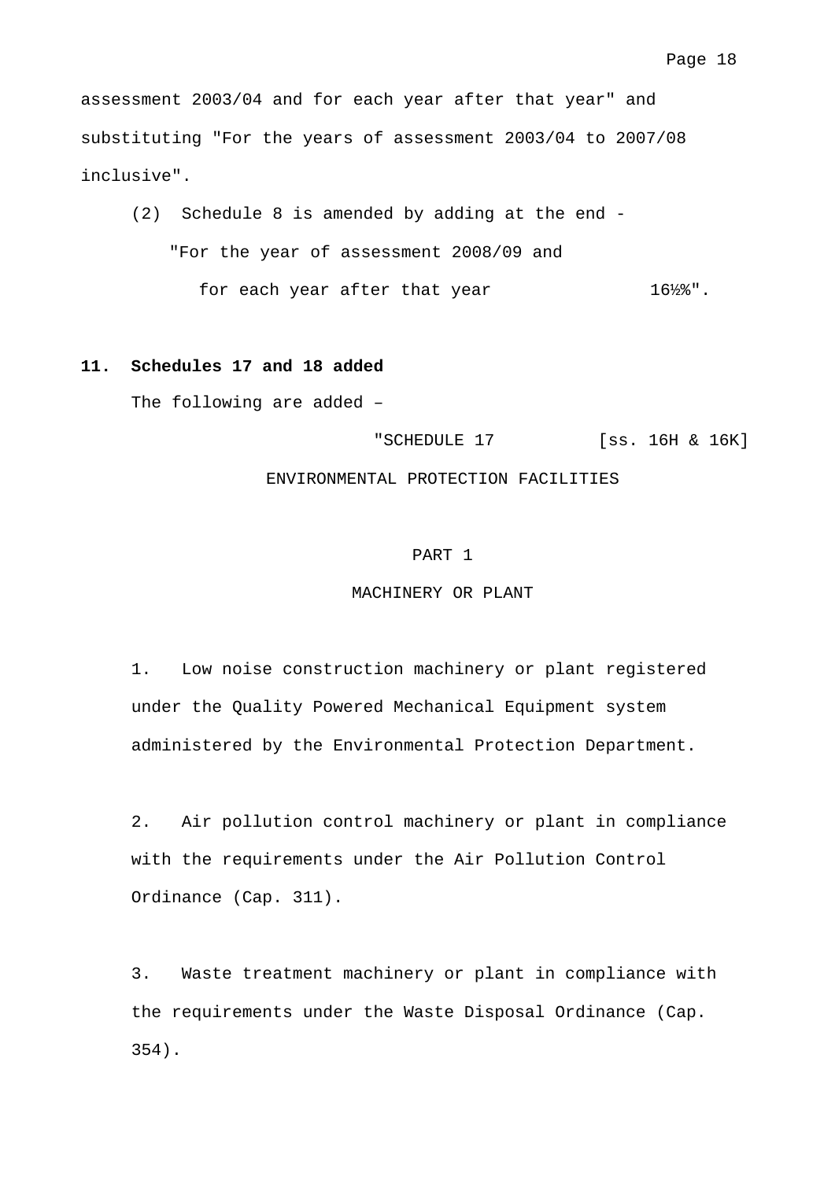assessment 2003/04 and for each year after that year" and substituting "For the years of assessment 2003/04 to 2007/08 inclusive".

(2) Schedule 8 is amended by adding at the end -

"For the year of assessment 2008/09 and for each year after that year 16½%".

**11. Schedules 17 and 18 added**

The following are added –

"SCHEDULE 17 [ss. 16H & 16K]

ENVIRONMENTAL PROTECTION FACILITIES

PART 1

MACHINERY OR PLANT

1. Low noise construction machinery or plant registered under the Quality Powered Mechanical Equipment system administered by the Environmental Protection Department.

2. Air pollution control machinery or plant in compliance with the requirements under the Air Pollution Control Ordinance (Cap. 311).

3. Waste treatment machinery or plant in compliance with the requirements under the Waste Disposal Ordinance (Cap. 354).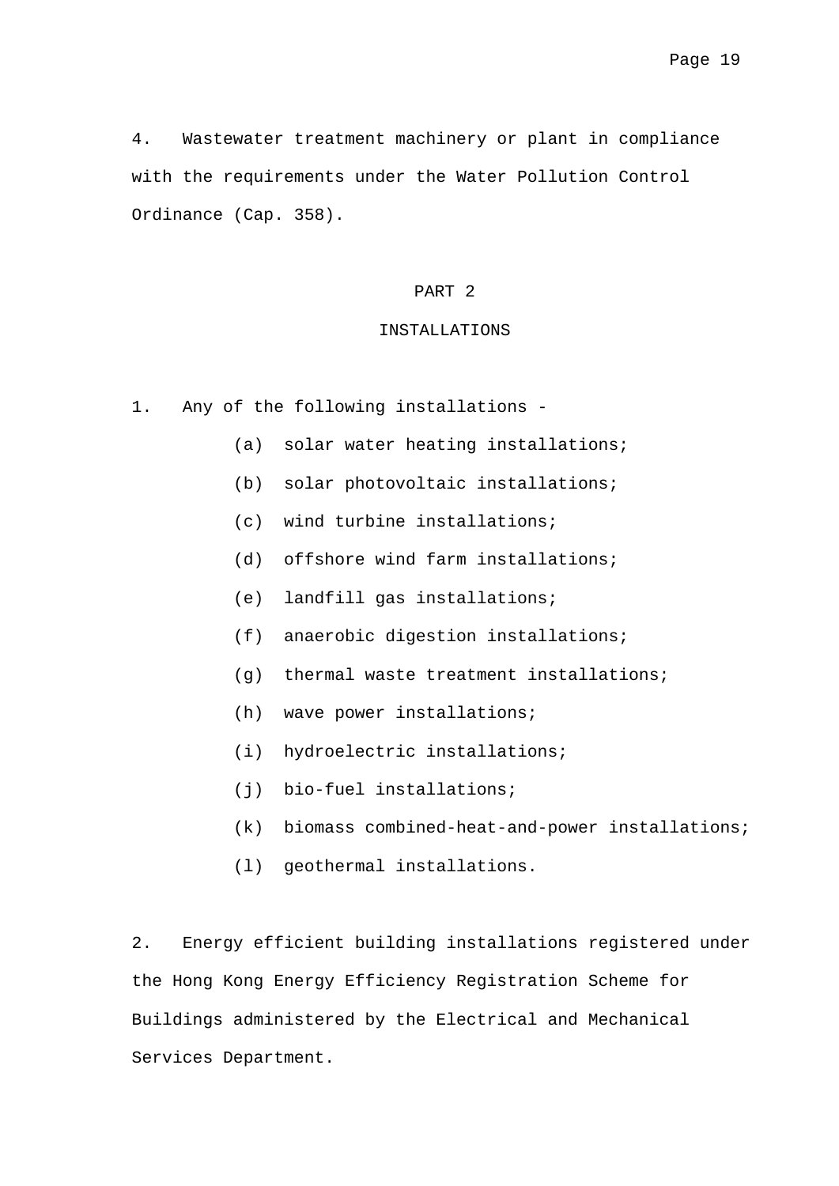4. Wastewater treatment machinery or plant in compliance with the requirements under the Water Pollution Control Ordinance (Cap. 358).

## PART 2

## INSTALLATIONS

1. Any of the following installations -

   (a) solar water heating installations;

   (b) solar photovoltaic installations;

   (c) wind turbine installations;

   (d) offshore wind farm installations;

   (e) landfill gas installations;

   (f) anaerobic digestion installations;

   (g) thermal waste treatment installations;

   (h) wave power installations;

   (i) hydroelectric installations;

   (j) bio-fuel installations;

   (k) biomass combined-heat-and-power installations;

   (l) geothermal installations.

2. Energy efficient building installations registered under the Hong Kong Energy Efficiency Registration Scheme for Buildings administered by the Electrical and Mechanical Services Department.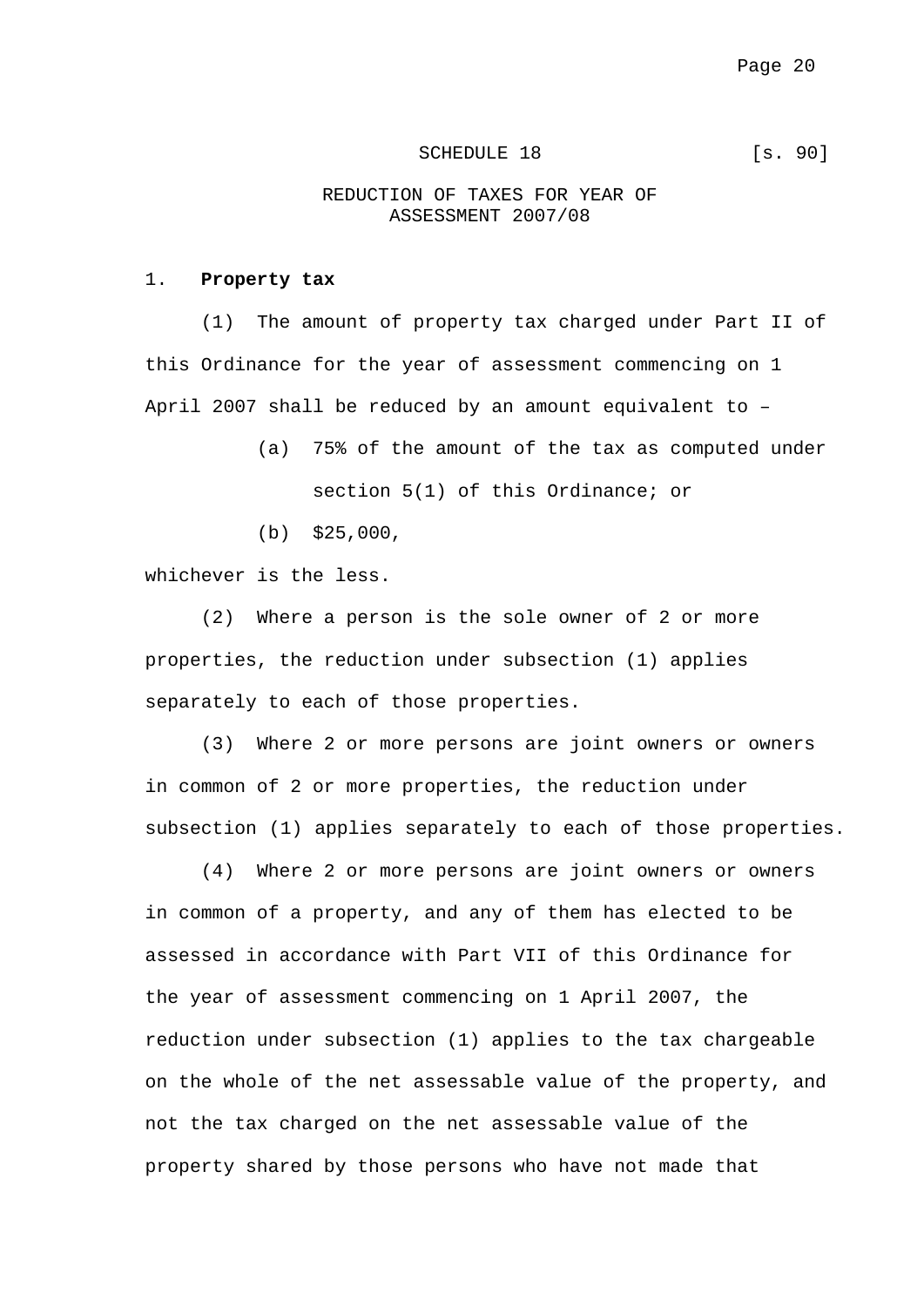# SCHEDULE 18 [s. 90]

## REDUCTION OF TAXES FOR YEAR OF ASSESSMENT 2007/08

1. **Property tax**

(1) The amount of property tax charged under Part II of this Ordinance for the year of assessment commencing on 1 April 2007 shall be reduced by an amount equivalent to –

(a) 75% of the amount of the tax as computed under section 5(1) of this Ordinance; or

(b) $25,000,

whichever is the less.

(2) Where a person is the sole owner of 2 or more properties, the reduction under subsection (1) applies separately to each of those properties.

(3) Where 2 or more persons are joint owners or owners in common of 2 or more properties, the reduction under subsection (1) applies separately to each of those properties.

(4) Where 2 or more persons are joint owners or owners in common of a property, and any of them has elected to be assessed in accordance with Part VII of this Ordinance for the year of assessment commencing on 1 April 2007, the reduction under subsection (1) applies to the tax chargeable on the whole of the net assessable value of the property, and not the tax charged on the net assessable value of the property shared by those persons who have not made that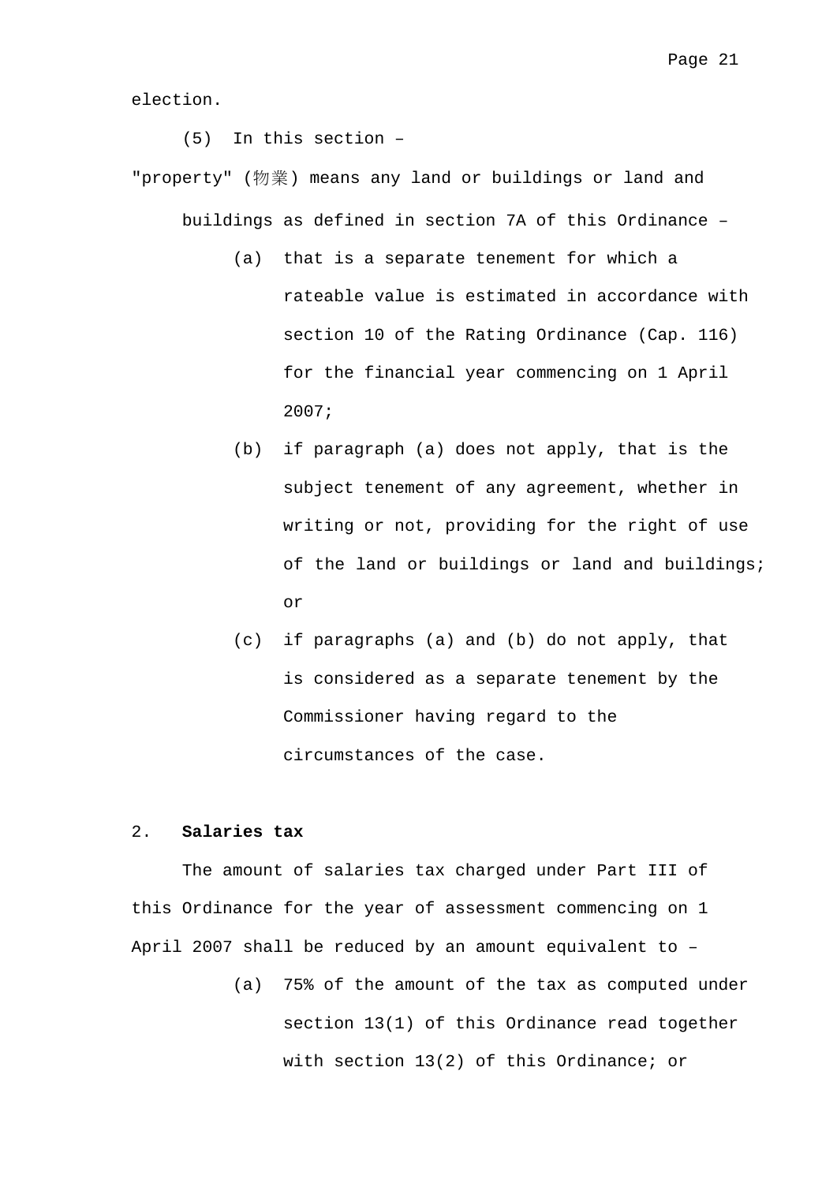election.

(5) In this section –

"property" (物業) means any land or buildings or land and buildings as defined in section 7A of this Ordinance –

(a) that is a separate tenement for which a rateable value is estimated in accordance with section 10 of the Rating Ordinance (Cap. 116) for the financial year commencing on 1 April 2007;

(b) if paragraph (a) does not apply, that is the subject tenement of any agreement, whether in writing or not, providing for the right of use of the land or buildings or land and buildings; or

(c) if paragraphs (a) and (b) do not apply, that is considered as a separate tenement by the Commissioner having regard to the circumstances of the case.

2. **Salaries tax**

The amount of salaries tax charged under Part III of this Ordinance for the year of assessment commencing on 1 April 2007 shall be reduced by an amount equivalent to –

(a) 75% of the amount of the tax as computed under section 13(1) of this Ordinance read together with section 13(2) of this Ordinance; or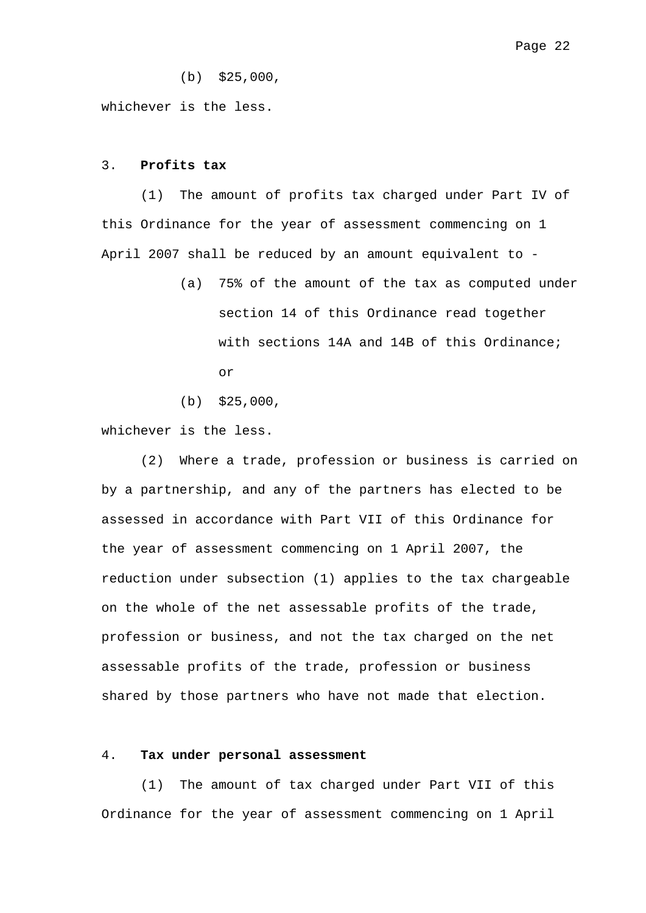(b) $25,000,

whichever is the less.

3. **Profits tax**

(1) The amount of profits tax charged under Part IV of this Ordinance for the year of assessment commencing on 1 April 2007 shall be reduced by an amount equivalent to -

(a) 75% of the amount of the tax as computed under section 14 of this Ordinance read together with sections 14A and 14B of this Ordinance; or

(b) $25,000,

whichever is the less.

(2) Where a trade, profession or business is carried on by a partnership, and any of the partners has elected to be assessed in accordance with Part VII of this Ordinance for the year of assessment commencing on 1 April 2007, the reduction under subsection (1) applies to the tax chargeable on the whole of the net assessable profits of the trade, profession or business, and not the tax charged on the net assessable profits of the trade, profession or business shared by those partners who have not made that election.

4. **Tax under personal assessment**

(1) The amount of tax charged under Part VII of this Ordinance for the year of assessment commencing on 1 April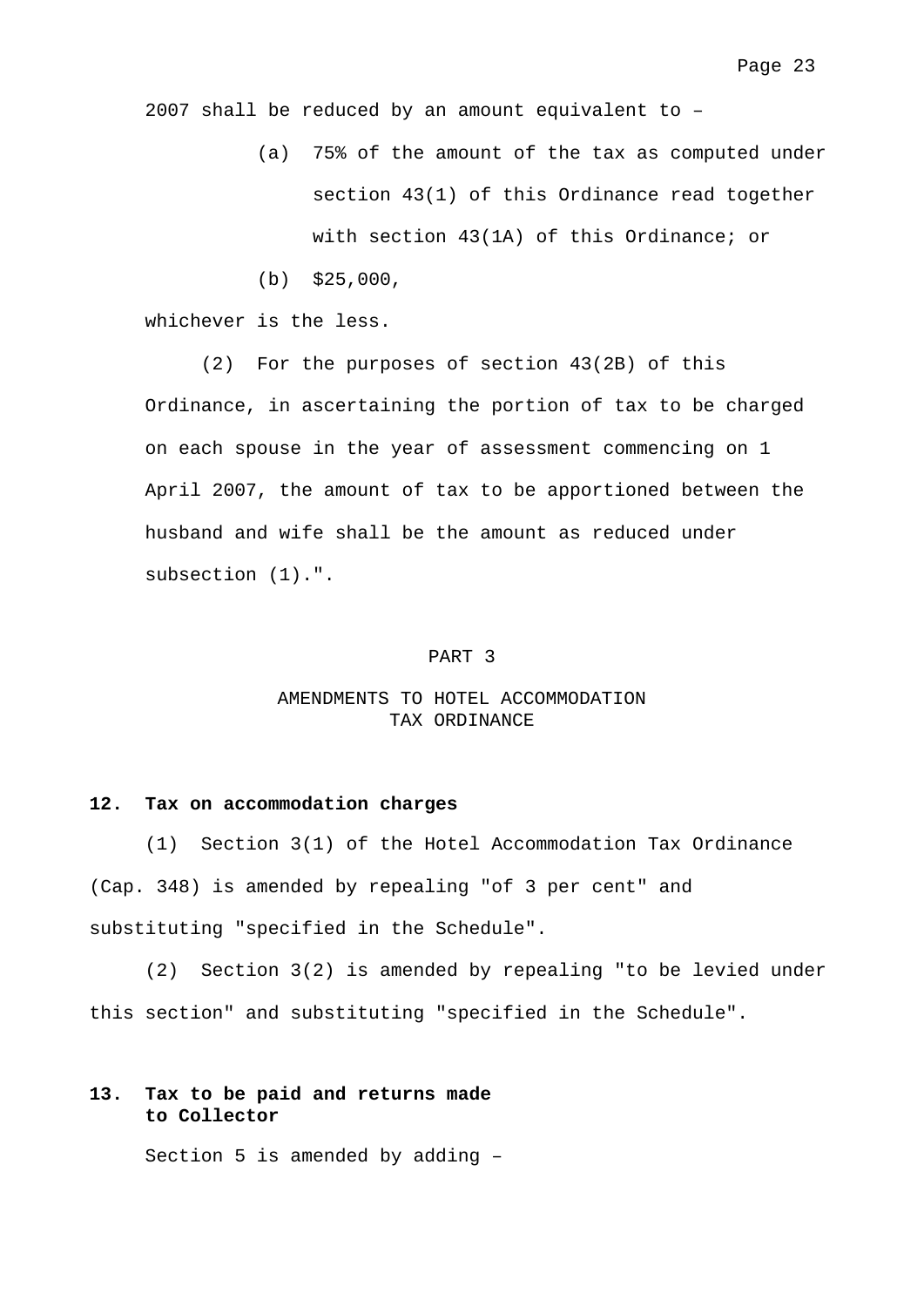2007 shall be reduced by an amount equivalent to –

(a) 75% of the amount of the tax as computed under section 43(1) of this Ordinance read together with section 43(1A) of this Ordinance; or

(b) $25,000,

whichever is the less.

(2) For the purposes of section 43(2B) of this Ordinance, in ascertaining the portion of tax to be charged on each spouse in the year of assessment commencing on 1 April 2007, the amount of tax to be apportioned between the husband and wife shall be the amount as reduced under subsection (1).".

## PART 3

## AMENDMENTS TO HOTEL ACCOMMODATION TAX ORDINANCE

### 12. Tax on accommodation charges

(1) Section 3(1) of the Hotel Accommodation Tax Ordinance (Cap. 348) is amended by repealing "of 3 per cent" and substituting "specified in the Schedule".

(2) Section 3(2) is amended by repealing "to be levied under this section" and substituting "specified in the Schedule".

### 13. Tax to be paid and returns made to Collector

Section 5 is amended by adding –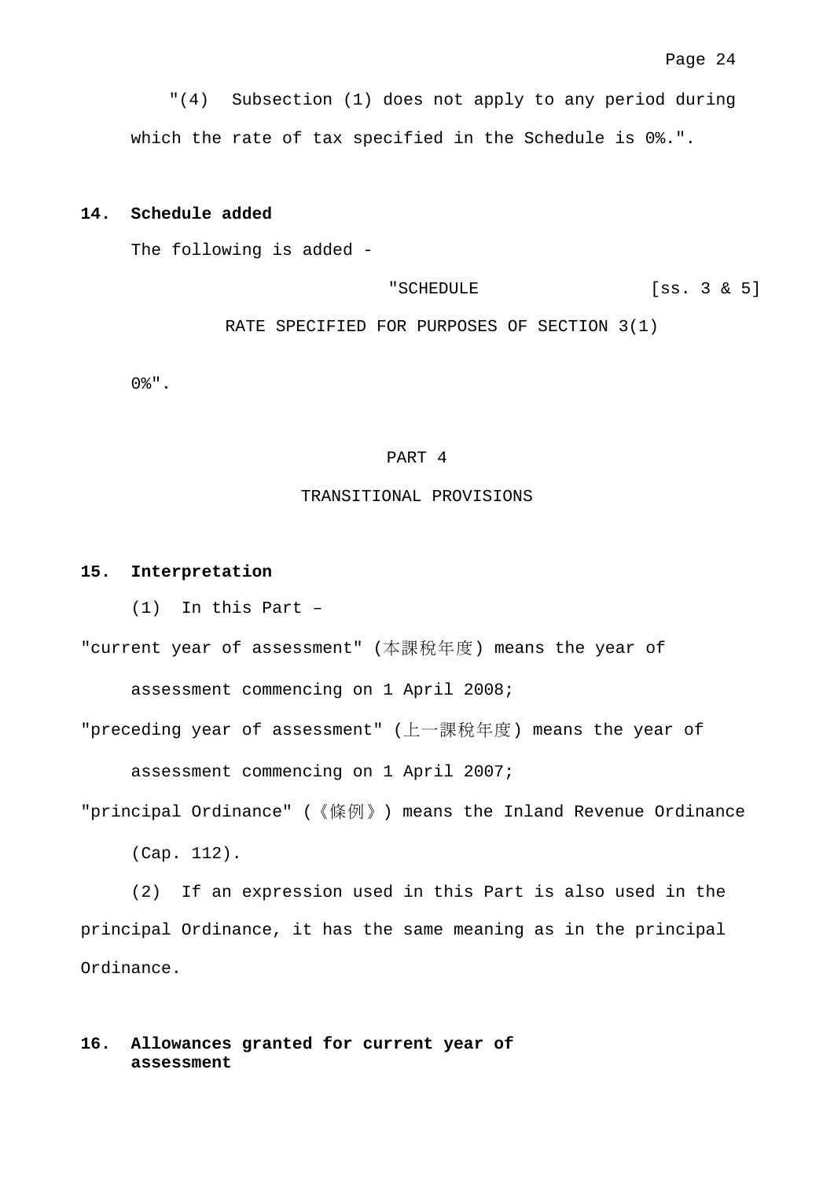"(4) Subsection (1) does not apply to any period during which the rate of tax specified in the Schedule is 0%.".

**14. Schedule added**

The following is added -

"SCHEDULE [ss. 3 & 5]

RATE SPECIFIED FOR PURPOSES OF SECTION 3(1)

0%".

PART 4

TRANSITIONAL PROVISIONS

**15. Interpretation**

(1) In this Part –

"current year of assessment" (本課稅年度) means the year of assessment commencing on 1 April 2008;

"preceding year of assessment" (上一課稅年度) means the year of assessment commencing on 1 April 2007;

"principal Ordinance" (《條例》) means the Inland Revenue Ordinance (Cap. 112).

(2) If an expression used in this Part is also used in the principal Ordinance, it has the same meaning as in the principal Ordinance.

**16. Allowances granted for current year of assessment**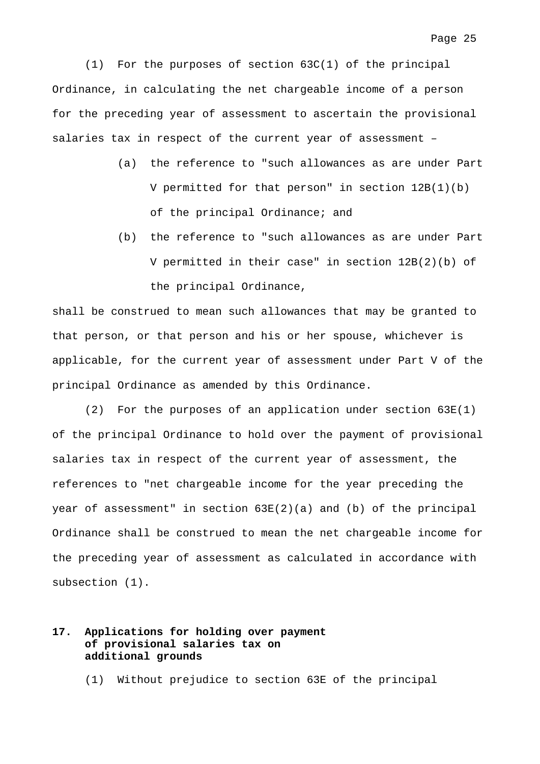(1) For the purposes of section 63C(1) of the principal Ordinance, in calculating the net chargeable income of a person for the preceding year of assessment to ascertain the provisional salaries tax in respect of the current year of assessment –

(a) the reference to "such allowances as are under Part V permitted for that person" in section 12B(1)(b) of the principal Ordinance; and

(b) the reference to "such allowances as are under Part V permitted in their case" in section 12B(2)(b) of the principal Ordinance,

shall be construed to mean such allowances that may be granted to that person, or that person and his or her spouse, whichever is applicable, for the current year of assessment under Part V of the principal Ordinance as amended by this Ordinance.

(2) For the purposes of an application under section 63E(1) of the principal Ordinance to hold over the payment of provisional salaries tax in respect of the current year of assessment, the references to "net chargeable income for the year preceding the year of assessment" in section 63E(2)(a) and (b) of the principal Ordinance shall be construed to mean the net chargeable income for the preceding year of assessment as calculated in accordance with subsection (1).

**17. Applications for holding over payment of provisional salaries tax on additional grounds**

(1) Without prejudice to section 63E of the principal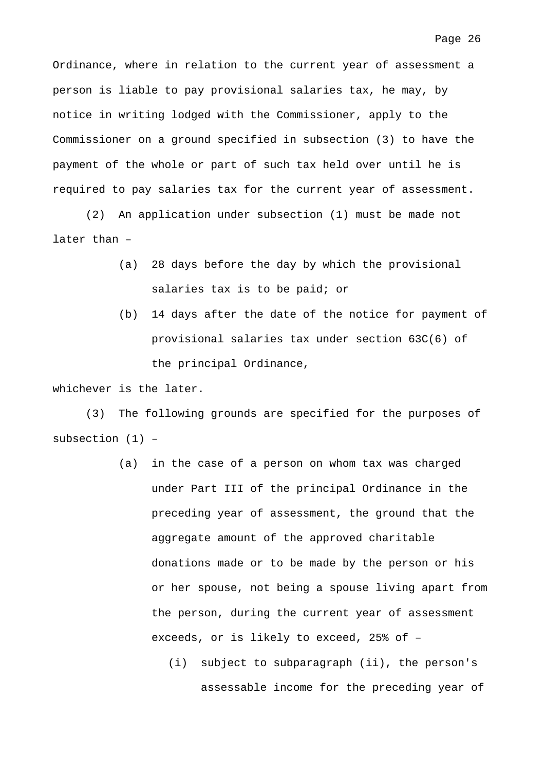Ordinance, where in relation to the current year of assessment a person is liable to pay provisional salaries tax, he may, by notice in writing lodged with the Commissioner, apply to the Commissioner on a ground specified in subsection (3) to have the payment of the whole or part of such tax held over until he is required to pay salaries tax for the current year of assessment.

(2) An application under subsection (1) must be made not later than –

- (a) 28 days before the day by which the provisional salaries tax is to be paid; or
- (b) 14 days after the date of the notice for payment of provisional salaries tax under section 63C(6) of the principal Ordinance,

whichever is the later.

(3) The following grounds are specified for the purposes of subsection (1) –

- (a) in the case of a person on whom tax was charged under Part III of the principal Ordinance in the preceding year of assessment, the ground that the aggregate amount of the approved charitable donations made or to be made by the person or his or her spouse, not being a spouse living apart from the person, during the current year of assessment exceeds, or is likely to exceed, 25% of –
  - (i) subject to subparagraph (ii), the person's assessable income for the preceding year of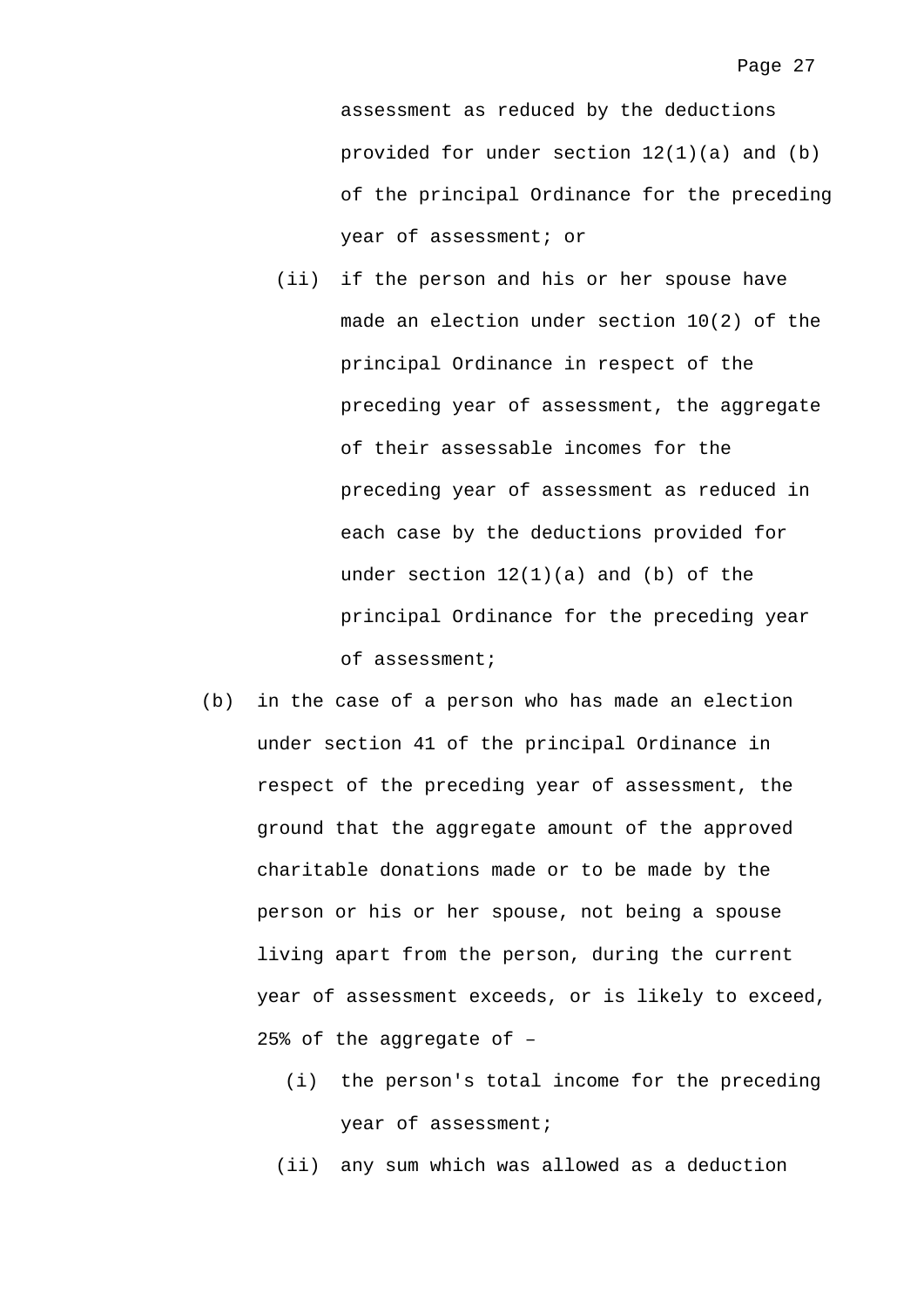assessment as reduced by the deductions provided for under section 12(1)(a) and (b) of the principal Ordinance for the preceding year of assessment; or

(ii) if the person and his or her spouse have made an election under section 10(2) of the principal Ordinance in respect of the preceding year of assessment, the aggregate of their assessable incomes for the preceding year of assessment as reduced in each case by the deductions provided for under section 12(1)(a) and (b) of the principal Ordinance for the preceding year of assessment;

(b) in the case of a person who has made an election under section 41 of the principal Ordinance in respect of the preceding year of assessment, the ground that the aggregate amount of the approved charitable donations made or to be made by the person or his or her spouse, not being a spouse living apart from the person, during the current year of assessment exceeds, or is likely to exceed, 25% of the aggregate of –

(i) the person's total income for the preceding year of assessment;

(ii) any sum which was allowed as a deduction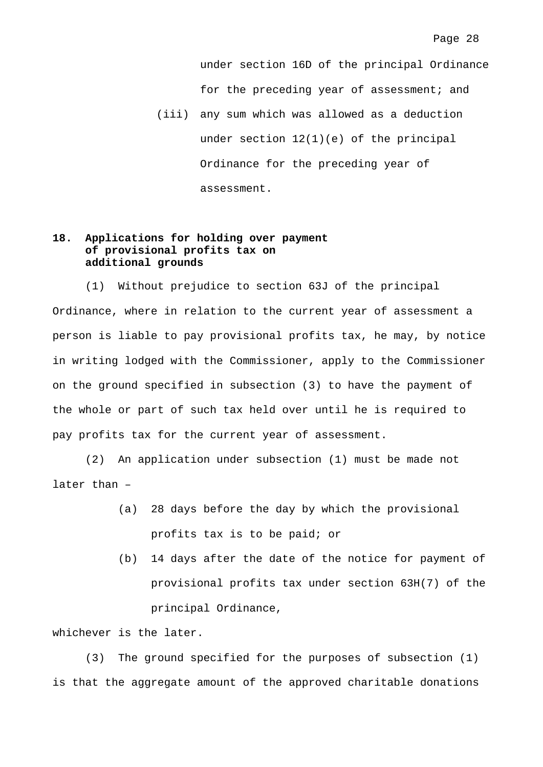under section 16D of the principal Ordinance for the preceding year of assessment; and

(iii) any sum which was allowed as a deduction under section 12(1)(e) of the principal Ordinance for the preceding year of assessment.

**18. Applications for holding over payment of provisional profits tax on additional grounds**

(1) Without prejudice to section 63J of the principal Ordinance, where in relation to the current year of assessment a person is liable to pay provisional profits tax, he may, by notice in writing lodged with the Commissioner, apply to the Commissioner on the ground specified in subsection (3) to have the payment of the whole or part of such tax held over until he is required to pay profits tax for the current year of assessment.

(2) An application under subsection (1) must be made not later than –

(a) 28 days before the day by which the provisional profits tax is to be paid; or

(b) 14 days after the date of the notice for payment of provisional profits tax under section 63H(7) of the principal Ordinance,

whichever is the later.

(3) The ground specified for the purposes of subsection (1) is that the aggregate amount of the approved charitable donations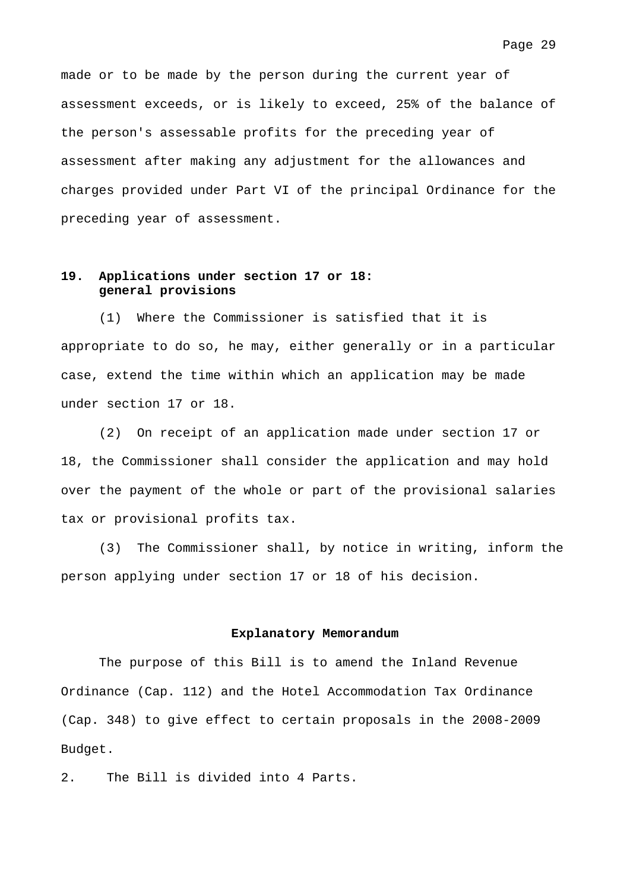made or to be made by the person during the current year of assessment exceeds, or is likely to exceed, 25% of the balance of the person's assessable profits for the preceding year of assessment after making any adjustment for the allowances and charges provided under Part VI of the principal Ordinance for the preceding year of assessment.

**19. Applications under section 17 or 18: general provisions**

(1) Where the Commissioner is satisfied that it is appropriate to do so, he may, either generally or in a particular case, extend the time within which an application may be made under section 17 or 18.

(2) On receipt of an application made under section 17 or 18, the Commissioner shall consider the application and may hold over the payment of the whole or part of the provisional salaries tax or provisional profits tax.

(3) The Commissioner shall, by notice in writing, inform the person applying under section 17 or 18 of his decision.

**Explanatory Memorandum**

The purpose of this Bill is to amend the Inland Revenue Ordinance (Cap. 112) and the Hotel Accommodation Tax Ordinance (Cap. 348) to give effect to certain proposals in the 2008-2009 Budget.

2. The Bill is divided into 4 Parts.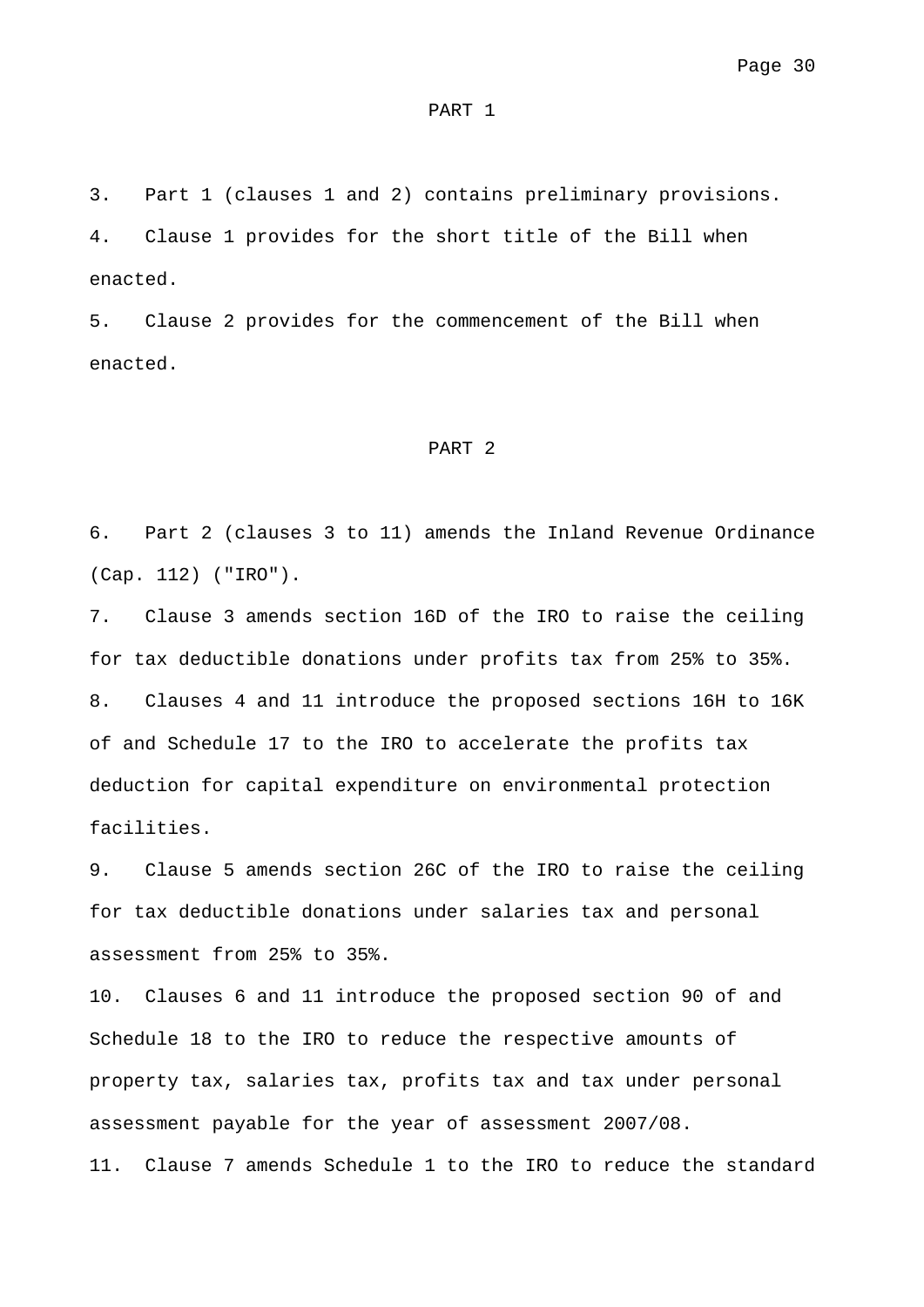## PART 1

3. Part 1 (clauses 1 and 2) contains preliminary provisions.

4. Clause 1 provides for the short title of the Bill when enacted.

5. Clause 2 provides for the commencement of the Bill when enacted.

## PART 2

6. Part 2 (clauses 3 to 11) amends the Inland Revenue Ordinance (Cap. 112) ("IRO").

7. Clause 3 amends section 16D of the IRO to raise the ceiling for tax deductible donations under profits tax from 25% to 35%.

8. Clauses 4 and 11 introduce the proposed sections 16H to 16K of and Schedule 17 to the IRO to accelerate the profits tax deduction for capital expenditure on environmental protection facilities.

9. Clause 5 amends section 26C of the IRO to raise the ceiling for tax deductible donations under salaries tax and personal assessment from 25% to 35%.

10. Clauses 6 and 11 introduce the proposed section 90 of and Schedule 18 to the IRO to reduce the respective amounts of property tax, salaries tax, profits tax and tax under personal assessment payable for the year of assessment 2007/08.

11. Clause 7 amends Schedule 1 to the IRO to reduce the standard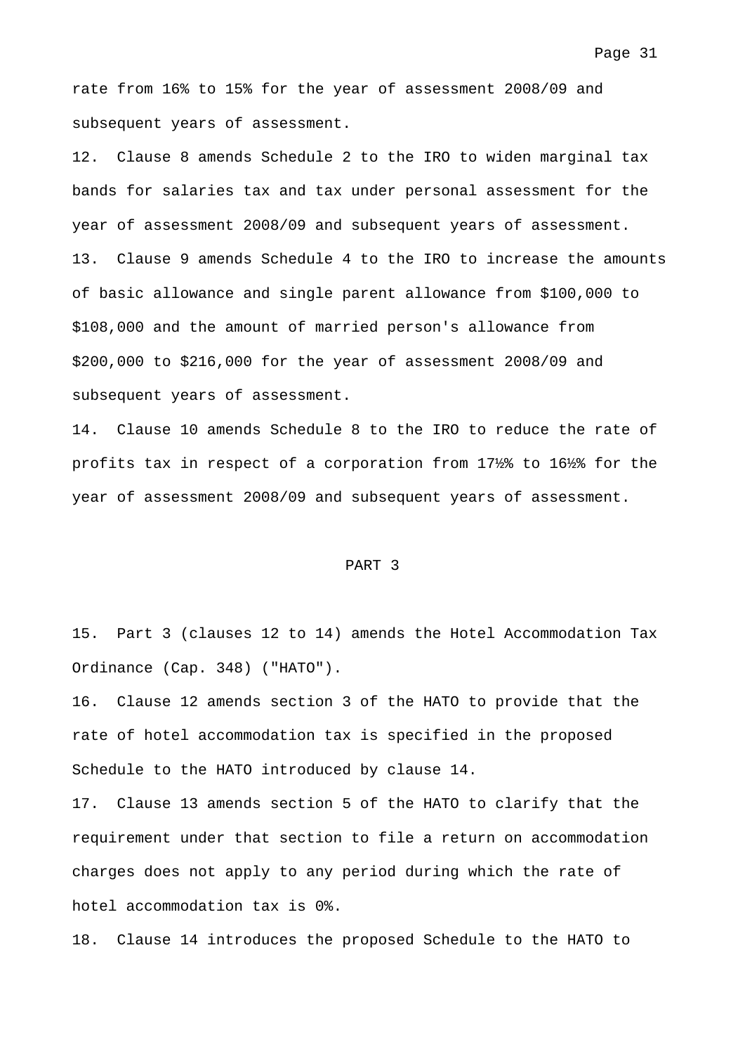rate from 16% to 15% for the year of assessment 2008/09 and subsequent years of assessment.

12. Clause 8 amends Schedule 2 to the IRO to widen marginal tax bands for salaries tax and tax under personal assessment for the year of assessment 2008/09 and subsequent years of assessment.

13. Clause 9 amends Schedule 4 to the IRO to increase the amounts of basic allowance and single parent allowance from $100,000 to $108,000 and the amount of married person's allowance from $200,000 to $216,000 for the year of assessment 2008/09 and subsequent years of assessment.

14. Clause 10 amends Schedule 8 to the IRO to reduce the rate of profits tax in respect of a corporation from 17½% to 16½% for the year of assessment 2008/09 and subsequent years of assessment.

## PART 3

15. Part 3 (clauses 12 to 14) amends the Hotel Accommodation Tax Ordinance (Cap. 348) ("HATO").

16. Clause 12 amends section 3 of the HATO to provide that the rate of hotel accommodation tax is specified in the proposed Schedule to the HATO introduced by clause 14.

17. Clause 13 amends section 5 of the HATO to clarify that the requirement under that section to file a return on accommodation charges does not apply to any period during which the rate of hotel accommodation tax is 0%.

18. Clause 14 introduces the proposed Schedule to the HATO to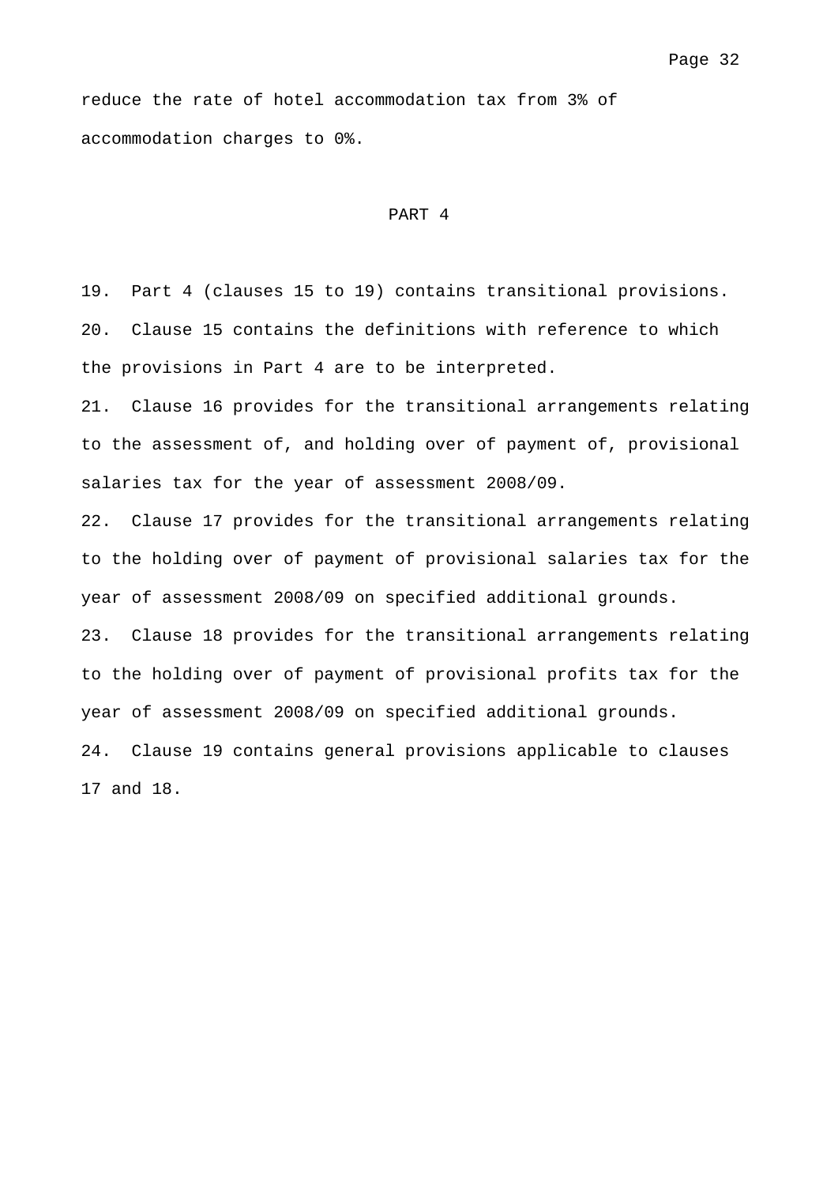reduce the rate of hotel accommodation tax from 3% of accommodation charges to 0%.

## PART 4

19. Part 4 (clauses 15 to 19) contains transitional provisions.

20. Clause 15 contains the definitions with reference to which the provisions in Part 4 are to be interpreted.

21. Clause 16 provides for the transitional arrangements relating to the assessment of, and holding over of payment of, provisional salaries tax for the year of assessment 2008/09.

22. Clause 17 provides for the transitional arrangements relating to the holding over of payment of provisional salaries tax for the year of assessment 2008/09 on specified additional grounds.

23. Clause 18 provides for the transitional arrangements relating to the holding over of payment of provisional profits tax for the year of assessment 2008/09 on specified additional grounds.

24. Clause 19 contains general provisions applicable to clauses 17 and 18.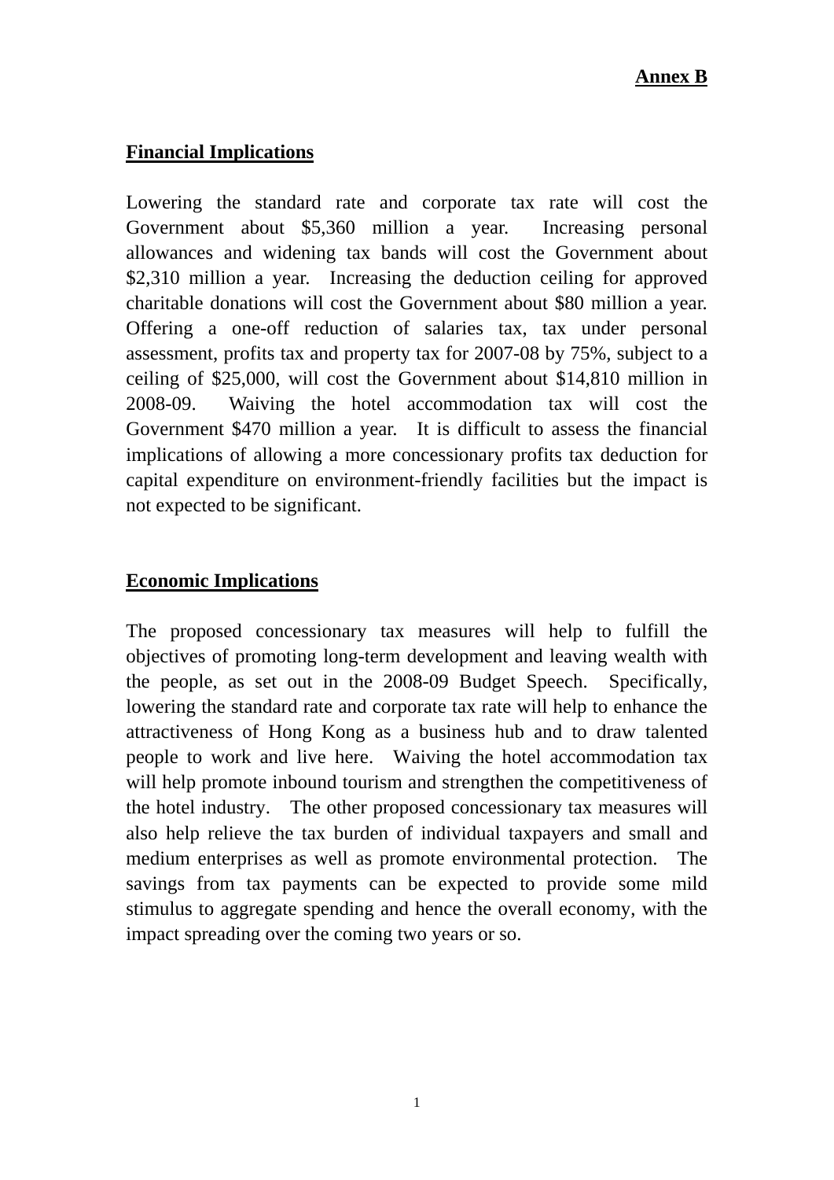**Annex B**

## Financial Implications

Lowering the standard rate and corporate tax rate will cost the Government about $5,360 million a year. Increasing personal allowances and widening tax bands will cost the Government about $2,310 million a year. Increasing the deduction ceiling for approved charitable donations will cost the Government about $80 million a year. Offering a one-off reduction of salaries tax, tax under personal assessment, profits tax and property tax for 2007-08 by 75%, subject to a ceiling of $25,000, will cost the Government about $14,810 million in 2008-09. Waiving the hotel accommodation tax will cost the Government $470 million a year. It is difficult to assess the financial implications of allowing a more concessionary profits tax deduction for capital expenditure on environment-friendly facilities but the impact is not expected to be significant.

## Economic Implications

The proposed concessionary tax measures will help to fulfill the objectives of promoting long-term development and leaving wealth with the people, as set out in the 2008-09 Budget Speech. Specifically, lowering the standard rate and corporate tax rate will help to enhance the attractiveness of Hong Kong as a business hub and to draw talented people to work and live here. Waiving the hotel accommodation tax will help promote inbound tourism and strengthen the competitiveness of the hotel industry. The other proposed concessionary tax measures will also help relieve the tax burden of individual taxpayers and small and medium enterprises as well as promote environmental protection. The savings from tax payments can be expected to provide some mild stimulus to aggregate spending and hence the overall economy, with the impact spreading over the coming two years or so.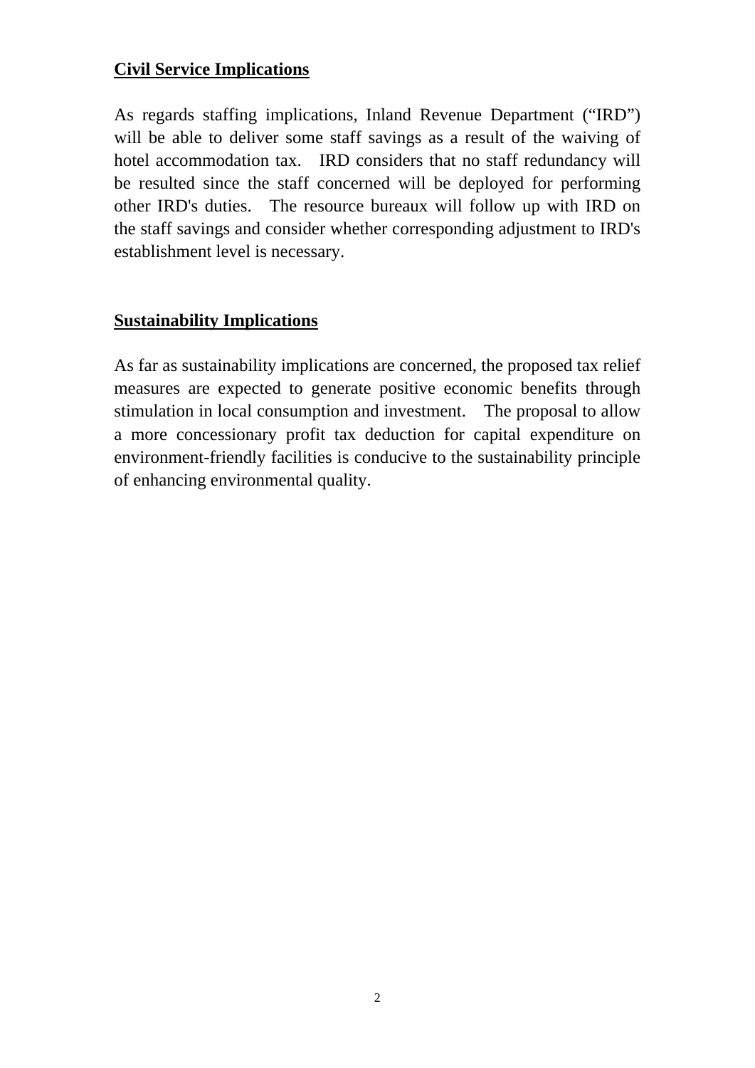**Civil Service Implications**

As regards staffing implications, Inland Revenue Department ("IRD") will be able to deliver some staff savings as a result of the waiving of hotel accommodation tax. IRD considers that no staff redundancy will be resulted since the staff concerned will be deployed for performing other IRD's duties. The resource bureaux will follow up with IRD on the staff savings and consider whether corresponding adjustment to IRD's establishment level is necessary.

**Sustainability Implications**

As far as sustainability implications are concerned, the proposed tax relief measures are expected to generate positive economic benefits through stimulation in local consumption and investment. The proposal to allow a more concessionary profit tax deduction for capital expenditure on environment-friendly facilities is conducive to the sustainability principle of enhancing environmental quality.